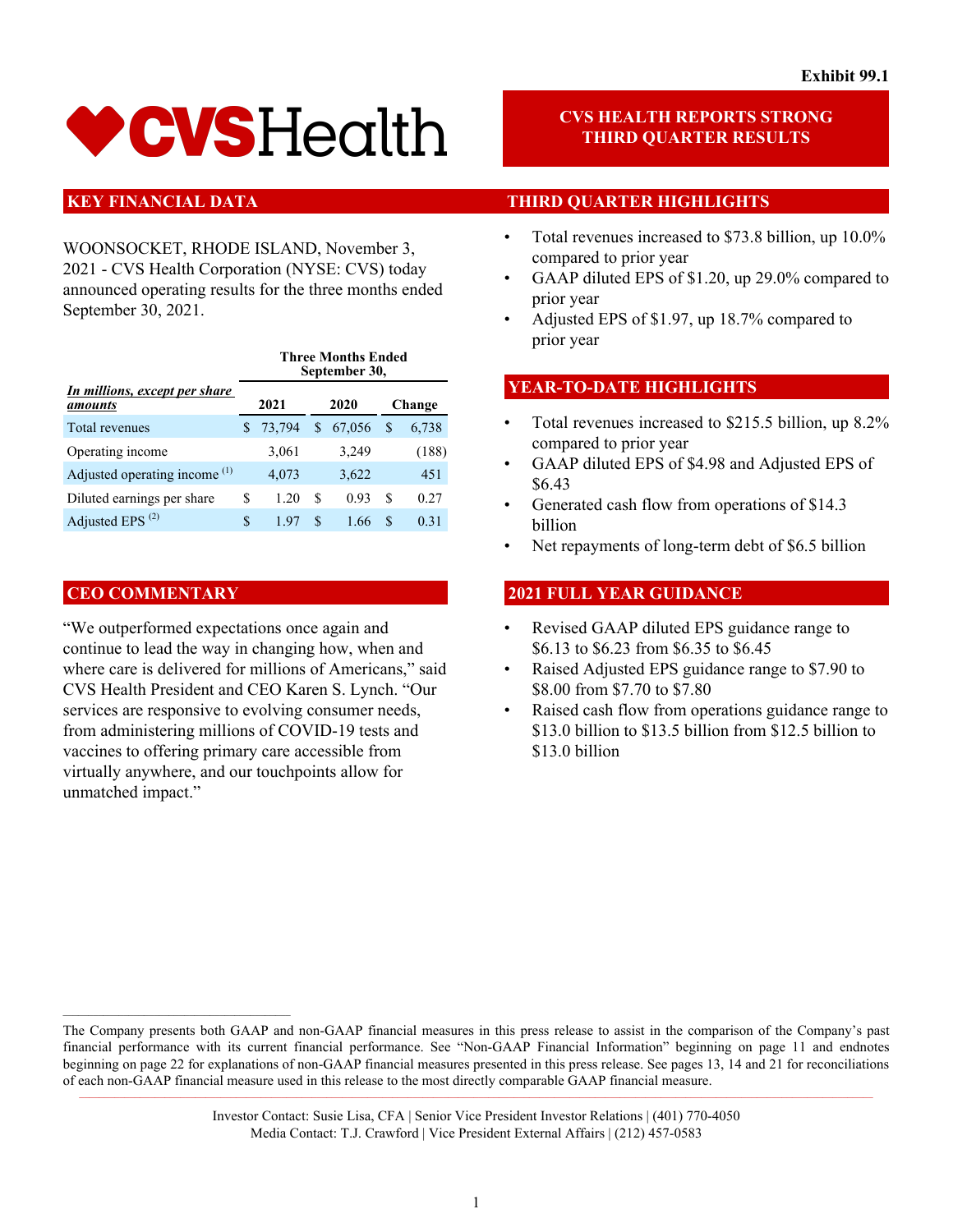Exhibit 99.1

# CVS Health

## CVS HEALTH REPORTS STRONG THIRD QUARTER RESULTS

## KEY FINANCIAL DATA

WOONSOCKET, RHODE ISLAND, November 3, 2021 - CVS Health Corporation (NYSE: CVS) today announced operating results for the three months ended September 30, 2021.

| *In millions, except per share amounts* | Three Months Ended September 30, 2021 | 2020 | Change |
|---|---|---|---|
| Total revenues | $ 73,794 | $ 67,056 | $ 6,738 |
| Operating income | 3,061 | 3,249 | (188) |
| Adjusted operating income [1] | 4,073 | 3,622 | 451 |
| Diluted earnings per share | $ 1.20 | $ 0.93 | $ 0.27 |
| Adjusted EPS [2] | $ 1.97 | $ 1.66 | $ 0.31 |

## CEO COMMENTARY

"We outperformed expectations once again and continue to lead the way in changing how, when and where care is delivered for millions of Americans," said CVS Health President and CEO Karen S. Lynch. "Our services are responsive to evolving consumer needs, from administering millions of COVID-19 tests and vaccines to offering primary care accessible from virtually anywhere, and our touchpoints allow for unmatched impact."

## THIRD QUARTER HIGHLIGHTS

- Total revenues increased to $73.8 billion, up 10.0% compared to prior year
- GAAP diluted EPS of $1.20, up 29.0% compared to prior year
- Adjusted EPS of $1.97, up 18.7% compared to prior year

## YEAR-TO-DATE HIGHLIGHTS

- Total revenues increased to $215.5 billion, up 8.2% compared to prior year
- GAAP diluted EPS of $4.98 and Adjusted EPS of $6.43
- Generated cash flow from operations of $14.3 billion
- Net repayments of long-term debt of $6.5 billion

## 2021 FULL YEAR GUIDANCE

- Revised GAAP diluted EPS guidance range to $6.13 to $6.23 from $6.35 to $6.45
- Raised Adjusted EPS guidance range to $7.90 to $8.00 from $7.70 to $7.80
- Raised cash flow from operations guidance range to $13.0 billion to $13.5 billion from $12.5 billion to $13.0 billion

---

The Company presents both GAAP and non-GAAP financial measures in this press release to assist in the comparison of the Company's past financial performance with its current financial performance. See "Non-GAAP Financial Information" beginning on page 11 and endnotes beginning on page 22 for explanations of non-GAAP financial measures presented in this press release. See pages 13, 14 and 21 for reconciliations of each non-GAAP financial measure used in this release to the most directly comparable GAAP financial measure.

Investor Contact: Susie Lisa, CFA | Senior Vice President Investor Relations | (401) 770-4050
Media Contact: T.J. Crawford | Vice President External Affairs | (212) 457-0583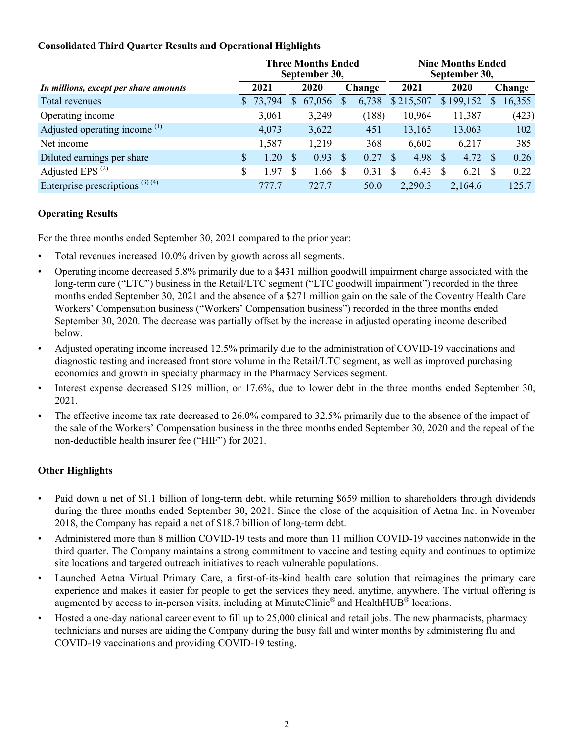### Consolidated Third Quarter Results and Operational Highlights

| *In millions, except per share amounts* | Three Months Ended September 30, | | | Nine Months Ended September 30, | | |
|---|---|---|---|---|---|---|
| | 2021 | 2020 | Change | 2021 | 2020 | Change |
| Total revenues | $ 73,794 | $ 67,056 | $ 6,738 | $ 215,507 | $ 199,152 | $ 16,355 |
| Operating income | 3,061 | 3,249 | (188) | 10,964 | 11,387 | (423) |
| Adjusted operating income [(1)] | 4,073 | 3,622 | 451 | 13,165 | 13,063 | 102 |
| Net income | 1,587 | 1,219 | 368 | 6,602 | 6,217 | 385 |
| Diluted earnings per share | $ 1.20 | $ 0.93 | $ 0.27 | $ 4.98 | $ 4.72 | $ 0.26 |
| Adjusted EPS [(2)] | $ 1.97 | $ 1.66 | $ 0.31 | $ 6.43 | $ 6.21 | $ 0.22 |
| Enterprise prescriptions [(3) (4)] | 777.7 | 727.7 | 50.0 | 2,290.3 | 2,164.6 | 125.7 |

### Operating Results

For the three months ended September 30, 2021 compared to the prior year:

- Total revenues increased 10.0% driven by growth across all segments.
- Operating income decreased 5.8% primarily due to a $431 million goodwill impairment charge associated with the long-term care ("LTC") business in the Retail/LTC segment ("LTC goodwill impairment") recorded in the three months ended September 30, 2021 and the absence of a $271 million gain on the sale of the Coventry Health Care Workers' Compensation business ("Workers' Compensation business") recorded in the three months ended September 30, 2020. The decrease was partially offset by the increase in adjusted operating income described below.
- Adjusted operating income increased 12.5% primarily due to the administration of COVID-19 vaccinations and diagnostic testing and increased front store volume in the Retail/LTC segment, as well as improved purchasing economics and growth in specialty pharmacy in the Pharmacy Services segment.
- Interest expense decreased $129 million, or 17.6%, due to lower debt in the three months ended September 30, 2021.
- The effective income tax rate decreased to 26.0% compared to 32.5% primarily due to the absence of the impact of the sale of the Workers' Compensation business in the three months ended September 30, 2020 and the repeal of the non-deductible health insurer fee ("HIF") for 2021.

### Other Highlights

- Paid down a net of $1.1 billion of long-term debt, while returning $659 million to shareholders through dividends during the three months ended September 30, 2021. Since the close of the acquisition of Aetna Inc. in November 2018, the Company has repaid a net of $18.7 billion of long-term debt.
- Administered more than 8 million COVID-19 tests and more than 11 million COVID-19 vaccines nationwide in the third quarter. The Company maintains a strong commitment to vaccine and testing equity and continues to optimize site locations and targeted outreach initiatives to reach vulnerable populations.
- Launched Aetna Virtual Primary Care, a first-of-its-kind health care solution that reimagines the primary care experience and makes it easier for people to get the services they need, anytime, anywhere. The virtual offering is augmented by access to in-person visits, including at MinuteClinic® and HealthHUB® locations.
- Hosted a one-day national career event to fill up to 25,000 clinical and retail jobs. The new pharmacists, pharmacy technicians and nurses are aiding the Company during the busy fall and winter months by administering flu and COVID-19 vaccinations and providing COVID-19 testing.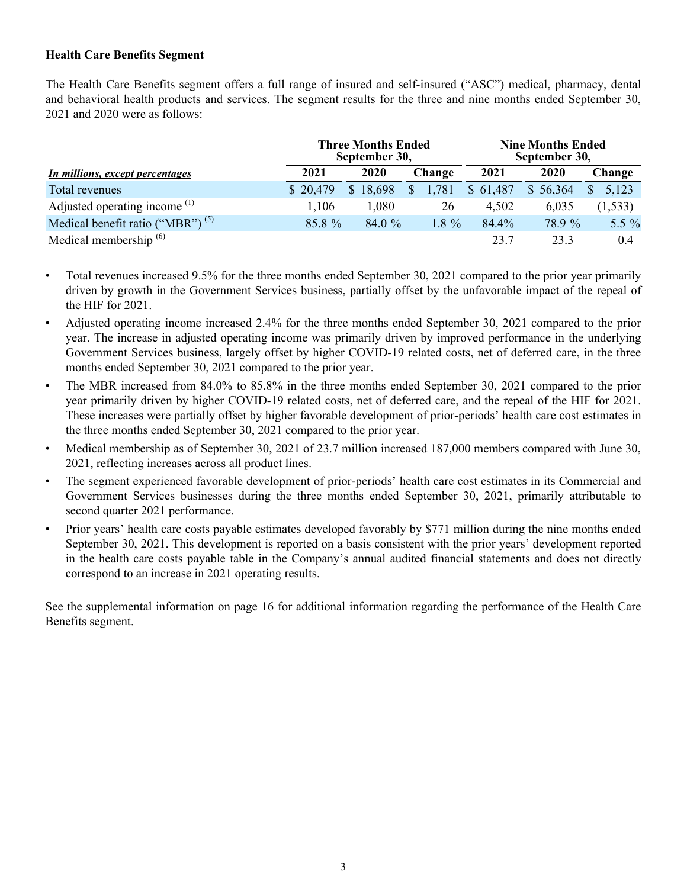**Health Care Benefits Segment**

The Health Care Benefits segment offers a full range of insured and self-insured ("ASC") medical, pharmacy, dental and behavioral health products and services. The segment results for the three and nine months ended September 30, 2021 and 2020 were as follows:

| | Three Months Ended September 30, | | | Nine Months Ended September 30, | | |
|---|---|---|---|---|---|---|
| *In millions, except percentages* | 2021 | 2020 | Change | 2021 | 2020 | Change |
| Total revenues | $ 20,479 | $ 18,698 | $ 1,781 | $ 61,487 | $ 56,364 | $ 5,123 |
| Adjusted operating income [(1)] | 1,106 | 1,080 | 26 | 4,502 | 6,035 | (1,533) |
| Medical benefit ratio ("MBR") [(5)] | 85.8 % | 84.0 % | 1.8 % | 84.4% | 78.9 % | 5.5 % |
| Medical membership [(6)] | | | | 23.7 | 23.3 | 0.4 |

- Total revenues increased 9.5% for the three months ended September 30, 2021 compared to the prior year primarily driven by growth in the Government Services business, partially offset by the unfavorable impact of the repeal of the HIF for 2021.
- Adjusted operating income increased 2.4% for the three months ended September 30, 2021 compared to the prior year. The increase in adjusted operating income was primarily driven by improved performance in the underlying Government Services business, largely offset by higher COVID-19 related costs, net of deferred care, in the three months ended September 30, 2021 compared to the prior year.
- The MBR increased from 84.0% to 85.8% in the three months ended September 30, 2021 compared to the prior year primarily driven by higher COVID-19 related costs, net of deferred care, and the repeal of the HIF for 2021. These increases were partially offset by higher favorable development of prior-periods' health care cost estimates in the three months ended September 30, 2021 compared to the prior year.
- Medical membership as of September 30, 2021 of 23.7 million increased 187,000 members compared with June 30, 2021, reflecting increases across all product lines.
- The segment experienced favorable development of prior-periods' health care cost estimates in its Commercial and Government Services businesses during the three months ended September 30, 2021, primarily attributable to second quarter 2021 performance.
- Prior years' health care costs payable estimates developed favorably by $771 million during the nine months ended September 30, 2021. This development is reported on a basis consistent with the prior years' development reported in the health care costs payable table in the Company's annual audited financial statements and does not directly correspond to an increase in 2021 operating results.

See the supplemental information on page 16 for additional information regarding the performance of the Health Care Benefits segment.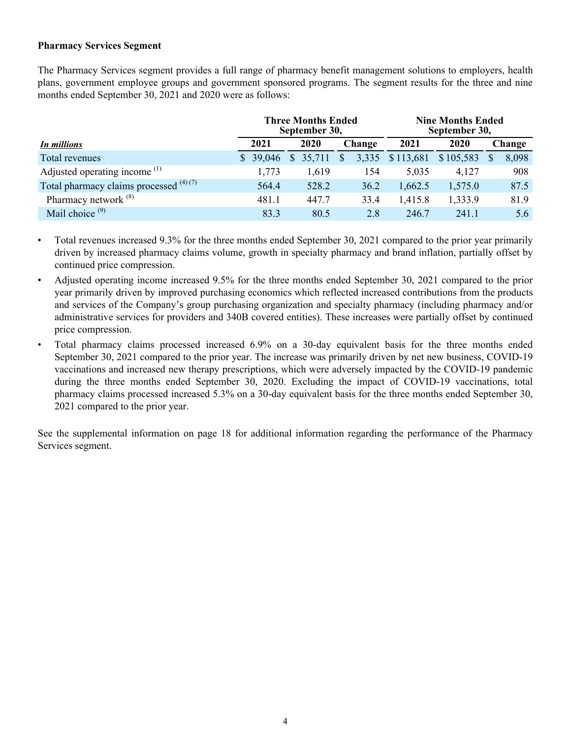**Pharmacy Services Segment**

The Pharmacy Services segment provides a full range of pharmacy benefit management solutions to employers, health plans, government employee groups and government sponsored programs. The segment results for the three and nine months ended September 30, 2021 and 2020 were as follows:

| | Three Months Ended September 30, | | | Nine Months Ended September 30, | | |
|---|---|---|---|---|---|---|
| *In millions* | 2021 | 2020 | Change | 2021 | 2020 | Change |
| Total revenues | $ 39,046 | $ 35,711 | $ 3,335 | $ 113,681 | $ 105,583 | $ 8,098 |
| Adjusted operating income [(1)] | 1,773 | 1,619 | 154 | 5,035 | 4,127 | 908 |
| Total pharmacy claims processed [(4) (7)] | 564.4 | 528.2 | 36.2 | 1,662.5 | 1,575.0 | 87.5 |
| Pharmacy network [(8)] | 481.1 | 447.7 | 33.4 | 1,415.8 | 1,333.9 | 81.9 |
| Mail choice [(9)] | 83.3 | 80.5 | 2.8 | 246.7 | 241.1 | 5.6 |

- Total revenues increased 9.3% for the three months ended September 30, 2021 compared to the prior year primarily driven by increased pharmacy claims volume, growth in specialty pharmacy and brand inflation, partially offset by continued price compression.
- Adjusted operating income increased 9.5% for the three months ended September 30, 2021 compared to the prior year primarily driven by improved purchasing economics which reflected increased contributions from the products and services of the Company's group purchasing organization and specialty pharmacy (including pharmacy and/or administrative services for providers and 340B covered entities). These increases were partially offset by continued price compression.
- Total pharmacy claims processed increased 6.9% on a 30-day equivalent basis for the three months ended September 30, 2021 compared to the prior year. The increase was primarily driven by net new business, COVID-19 vaccinations and increased new therapy prescriptions, which were adversely impacted by the COVID-19 pandemic during the three months ended September 30, 2020. Excluding the impact of COVID-19 vaccinations, total pharmacy claims processed increased 5.3% on a 30-day equivalent basis for the three months ended September 30, 2021 compared to the prior year.

See the supplemental information on page 18 for additional information regarding the performance of the Pharmacy Services segment.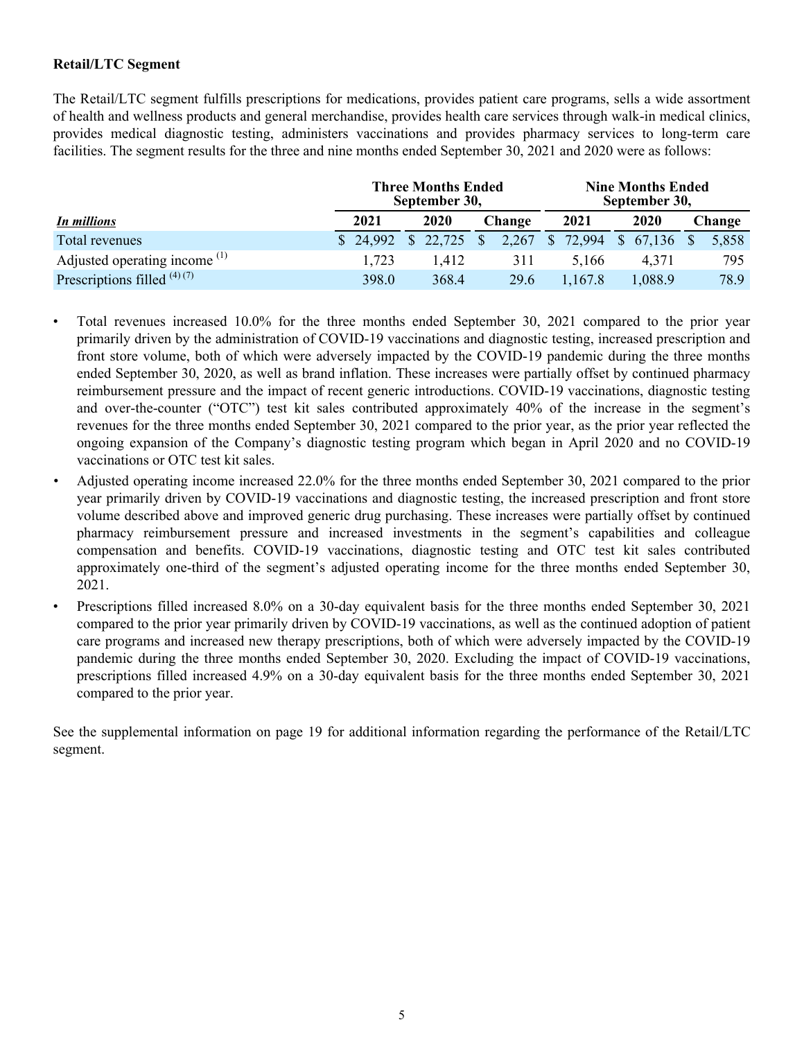**Retail/LTC Segment**

The Retail/LTC segment fulfills prescriptions for medications, provides patient care programs, sells a wide assortment of health and wellness products and general merchandise, provides health care services through walk-in medical clinics, provides medical diagnostic testing, administers vaccinations and provides pharmacy services to long-term care facilities. The segment results for the three and nine months ended September 30, 2021 and 2020 were as follows:

| | Three Months Ended September 30, | | | Nine Months Ended September 30, | | |
|---|---|---|---|---|---|---|
| ***In millions*** | **2021** | **2020** | **Change** | **2021** | **2020** | **Change** |
| Total revenues | $ 24,992 | $ 22,725 | $ 2,267 | $ 72,994 | $ 67,136 | $ 5,858 |
| Adjusted operating income [(1)] | 1,723 | 1,412 | 311 | 5,166 | 4,371 | 795 |
| Prescriptions filled [(4) (7)] | 398.0 | 368.4 | 29.6 | 1,167.8 | 1,088.9 | 78.9 |

- Total revenues increased 10.0% for the three months ended September 30, 2021 compared to the prior year primarily driven by the administration of COVID-19 vaccinations and diagnostic testing, increased prescription and front store volume, both of which were adversely impacted by the COVID-19 pandemic during the three months ended September 30, 2020, as well as brand inflation. These increases were partially offset by continued pharmacy reimbursement pressure and the impact of recent generic introductions. COVID-19 vaccinations, diagnostic testing and over-the-counter ("OTC") test kit sales contributed approximately 40% of the increase in the segment's revenues for the three months ended September 30, 2021 compared to the prior year, as the prior year reflected the ongoing expansion of the Company's diagnostic testing program which began in April 2020 and no COVID-19 vaccinations or OTC test kit sales.
- Adjusted operating income increased 22.0% for the three months ended September 30, 2021 compared to the prior year primarily driven by COVID-19 vaccinations and diagnostic testing, the increased prescription and front store volume described above and improved generic drug purchasing. These increases were partially offset by continued pharmacy reimbursement pressure and increased investments in the segment's capabilities and colleague compensation and benefits. COVID-19 vaccinations, diagnostic testing and OTC test kit sales contributed approximately one-third of the segment's adjusted operating income for the three months ended September 30, 2021.
- Prescriptions filled increased 8.0% on a 30-day equivalent basis for the three months ended September 30, 2021 compared to the prior year primarily driven by COVID-19 vaccinations, as well as the continued adoption of patient care programs and increased new therapy prescriptions, both of which were adversely impacted by the COVID-19 pandemic during the three months ended September 30, 2020. Excluding the impact of COVID-19 vaccinations, prescriptions filled increased 4.9% on a 30-day equivalent basis for the three months ended September 30, 2021 compared to the prior year.

See the supplemental information on page 19 for additional information regarding the performance of the Retail/LTC segment.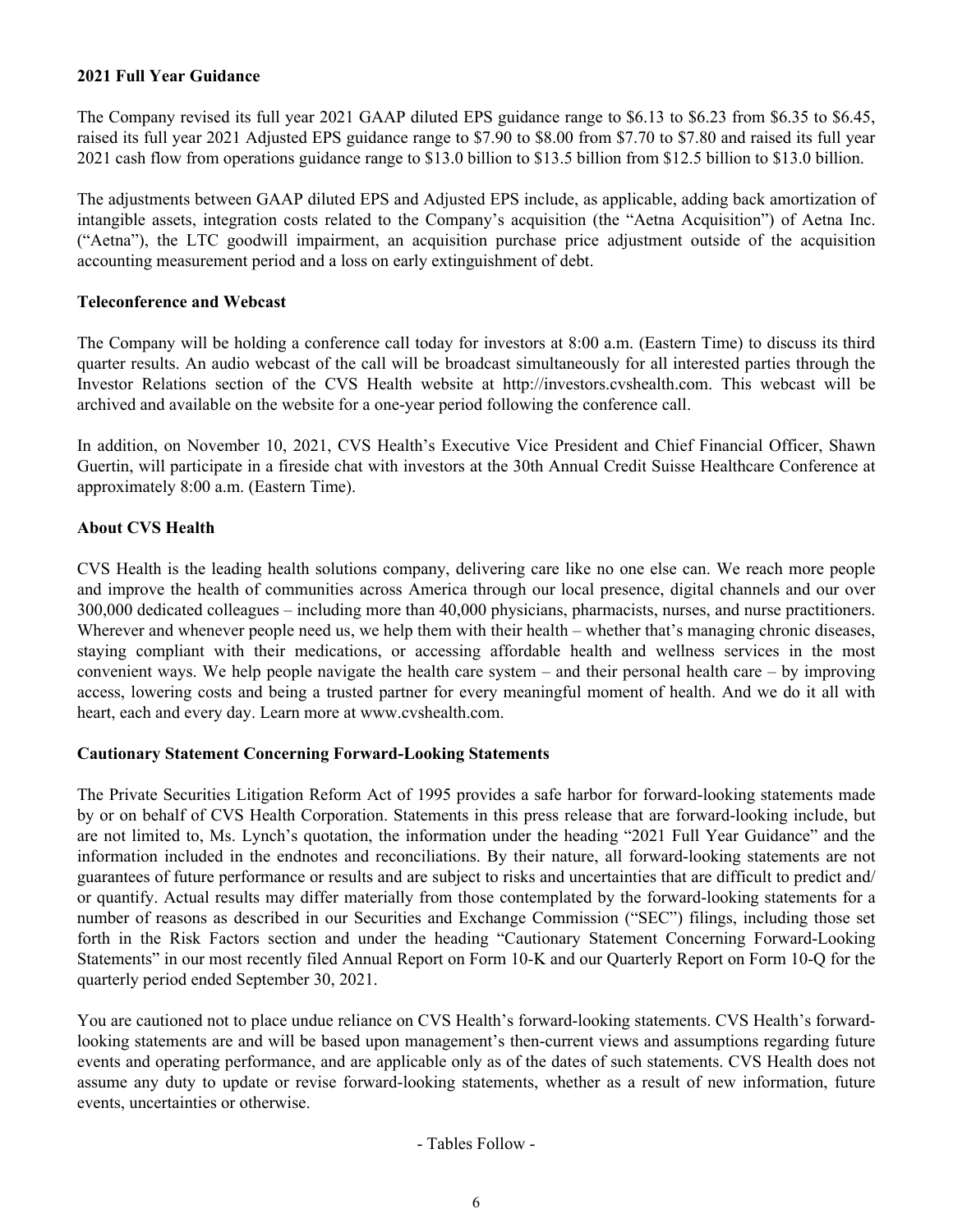**2021 Full Year Guidance**

The Company revised its full year 2021 GAAP diluted EPS guidance range to $6.13 to $6.23 from $6.35 to $6.45, raised its full year 2021 Adjusted EPS guidance range to $7.90 to $8.00 from $7.70 to $7.80 and raised its full year 2021 cash flow from operations guidance range to $13.0 billion to $13.5 billion from $12.5 billion to $13.0 billion.

The adjustments between GAAP diluted EPS and Adjusted EPS include, as applicable, adding back amortization of intangible assets, integration costs related to the Company's acquisition (the "Aetna Acquisition") of Aetna Inc. ("Aetna"), the LTC goodwill impairment, an acquisition purchase price adjustment outside of the acquisition accounting measurement period and a loss on early extinguishment of debt.

**Teleconference and Webcast**

The Company will be holding a conference call today for investors at 8:00 a.m. (Eastern Time) to discuss its third quarter results. An audio webcast of the call will be broadcast simultaneously for all interested parties through the Investor Relations section of the CVS Health website at http://investors.cvshealth.com. This webcast will be archived and available on the website for a one-year period following the conference call.

In addition, on November 10, 2021, CVS Health's Executive Vice President and Chief Financial Officer, Shawn Guertin, will participate in a fireside chat with investors at the 30th Annual Credit Suisse Healthcare Conference at approximately 8:00 a.m. (Eastern Time).

**About CVS Health**

CVS Health is the leading health solutions company, delivering care like no one else can. We reach more people and improve the health of communities across America through our local presence, digital channels and our over 300,000 dedicated colleagues – including more than 40,000 physicians, pharmacists, nurses, and nurse practitioners. Wherever and whenever people need us, we help them with their health – whether that's managing chronic diseases, staying compliant with their medications, or accessing affordable health and wellness services in the most convenient ways. We help people navigate the health care system – and their personal health care – by improving access, lowering costs and being a trusted partner for every meaningful moment of health. And we do it all with heart, each and every day. Learn more at www.cvshealth.com.

**Cautionary Statement Concerning Forward-Looking Statements**

The Private Securities Litigation Reform Act of 1995 provides a safe harbor for forward-looking statements made by or on behalf of CVS Health Corporation. Statements in this press release that are forward-looking include, but are not limited to, Ms. Lynch's quotation, the information under the heading "2021 Full Year Guidance" and the information included in the endnotes and reconciliations. By their nature, all forward-looking statements are not guarantees of future performance or results and are subject to risks and uncertainties that are difficult to predict and/or quantify. Actual results may differ materially from those contemplated by the forward-looking statements for a number of reasons as described in our Securities and Exchange Commission ("SEC") filings, including those set forth in the Risk Factors section and under the heading "Cautionary Statement Concerning Forward-Looking Statements" in our most recently filed Annual Report on Form 10-K and our Quarterly Report on Form 10-Q for the quarterly period ended September 30, 2021.

You are cautioned not to place undue reliance on CVS Health's forward-looking statements. CVS Health's forward-looking statements are and will be based upon management's then-current views and assumptions regarding future events and operating performance, and are applicable only as of the dates of such statements. CVS Health does not assume any duty to update or revise forward-looking statements, whether as a result of new information, future events, uncertainties or otherwise.

- Tables Follow -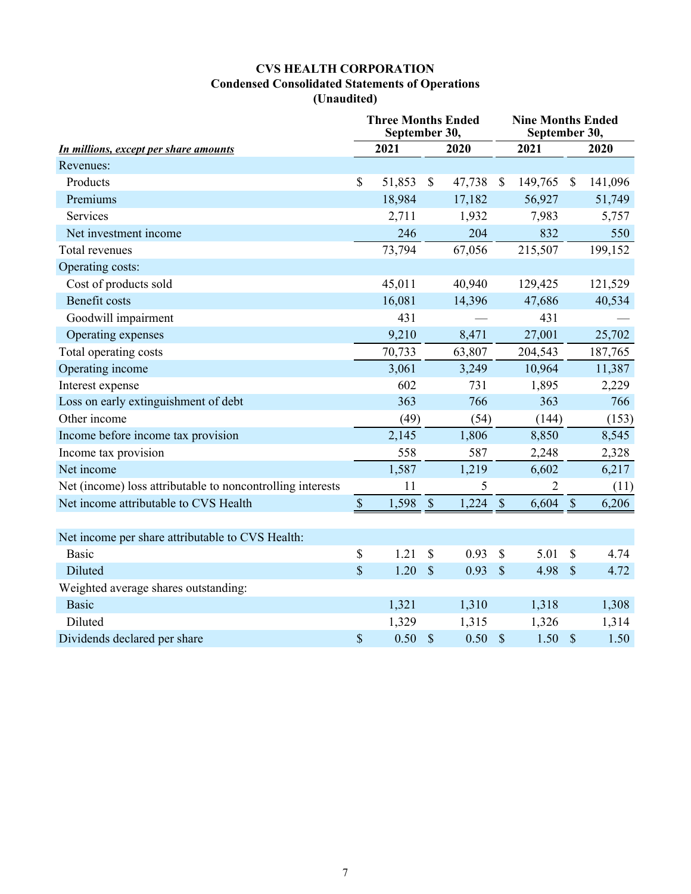# CVS HEALTH CORPORATION
## Condensed Consolidated Statements of Operations
### (Unaudited)

| *In millions, except per share amounts* | Three Months Ended September 30, 2021 | Three Months Ended September 30, 2020 | Nine Months Ended September 30, 2021 | Nine Months Ended September 30, 2020 |
|---|---|---|---|---|
| Revenues: | | | | |
| Products | $ 51,853 | $ 47,738 | $ 149,765 | $ 141,096 |
| Premiums | 18,984 | 17,182 | 56,927 | 51,749 |
| Services | 2,711 | 1,932 | 7,983 | 5,757 |
| Net investment income | 246 | 204 | 832 | 550 |
| Total revenues | 73,794 | 67,056 | 215,507 | 199,152 |
| Operating costs: | | | | |
| Cost of products sold | 45,011 | 40,940 | 129,425 | 121,529 |
| Benefit costs | 16,081 | 14,396 | 47,686 | 40,534 |
| Goodwill impairment | 431 | — | 431 | — |
| Operating expenses | 9,210 | 8,471 | 27,001 | 25,702 |
| Total operating costs | 70,733 | 63,807 | 204,543 | 187,765 |
| Operating income | 3,061 | 3,249 | 10,964 | 11,387 |
| Interest expense | 602 | 731 | 1,895 | 2,229 |
| Loss on early extinguishment of debt | 363 | 766 | 363 | 766 |
| Other income | (49) | (54) | (144) | (153) |
| Income before income tax provision | 2,145 | 1,806 | 8,850 | 8,545 |
| Income tax provision | 558 | 587 | 2,248 | 2,328 |
| Net income | 1,587 | 1,219 | 6,602 | 6,217 |
| Net (income) loss attributable to noncontrolling interests | 11 | 5 | 2 | (11) |
| Net income attributable to CVS Health | $ 1,598 | $ 1,224 | $ 6,604 | $ 6,206 |
| | | | | |
| Net income per share attributable to CVS Health: | | | | |
| Basic | $ 1.21 | $ 0.93 | $ 5.01 | $ 4.74 |
| Diluted | $ 1.20 | $ 0.93 | $ 4.98 | $ 4.72 |
| Weighted average shares outstanding: | | | | |
| Basic | 1,321 | 1,310 | 1,318 | 1,308 |
| Diluted | 1,329 | 1,315 | 1,326 | 1,314 |
| Dividends declared per share | $ 0.50 | $ 0.50 | $ 1.50 | $ 1.50 |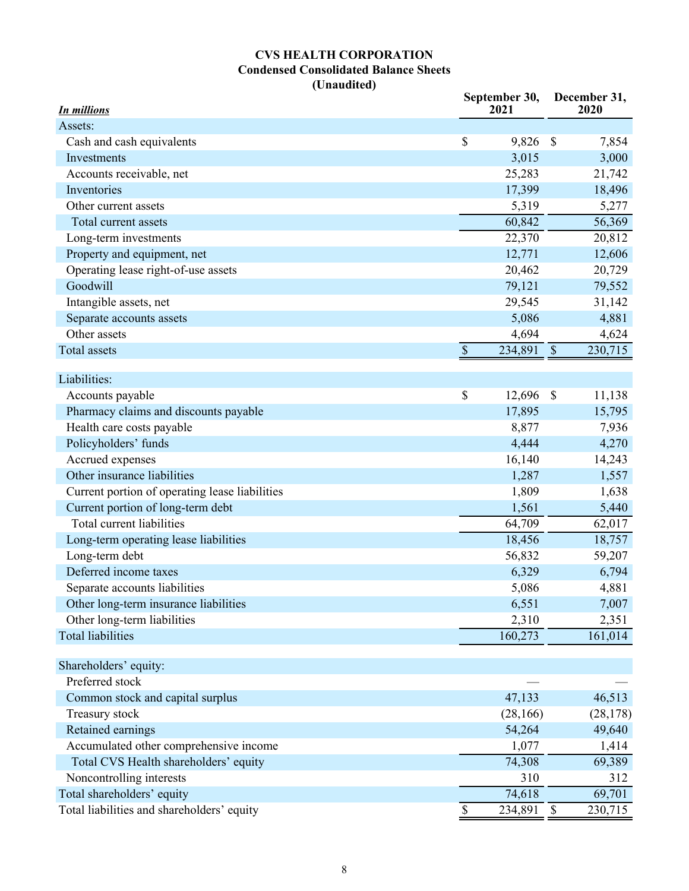# CVS HEALTH CORPORATION
## Condensed Consolidated Balance Sheets
### (Unaudited)

| *In millions* | September 30, 2021 | December 31, 2020 |
|---|---|---|
| Assets: | | |
| Cash and cash equivalents | $ 9,826 | $ 7,854 |
| Investments | 3,015 | 3,000 |
| Accounts receivable, net | 25,283 | 21,742 |
| Inventories | 17,399 | 18,496 |
| Other current assets | 5,319 | 5,277 |
| Total current assets | 60,842 | 56,369 |
| Long-term investments | 22,370 | 20,812 |
| Property and equipment, net | 12,771 | 12,606 |
| Operating lease right-of-use assets | 20,462 | 20,729 |
| Goodwill | 79,121 | 79,552 |
| Intangible assets, net | 29,545 | 31,142 |
| Separate accounts assets | 5,086 | 4,881 |
| Other assets | 4,694 | 4,624 |
| Total assets | $ 234,891 | $ 230,715 |
| | | |
| Liabilities: | | |
| Accounts payable | $ 12,696 | $ 11,138 |
| Pharmacy claims and discounts payable | 17,895 | 15,795 |
| Health care costs payable | 8,877 | 7,936 |
| Policyholders' funds | 4,444 | 4,270 |
| Accrued expenses | 16,140 | 14,243 |
| Other insurance liabilities | 1,287 | 1,557 |
| Current portion of operating lease liabilities | 1,809 | 1,638 |
| Current portion of long-term debt | 1,561 | 5,440 |
| Total current liabilities | 64,709 | 62,017 |
| Long-term operating lease liabilities | 18,456 | 18,757 |
| Long-term debt | 56,832 | 59,207 |
| Deferred income taxes | 6,329 | 6,794 |
| Separate accounts liabilities | 5,086 | 4,881 |
| Other long-term insurance liabilities | 6,551 | 7,007 |
| Other long-term liabilities | 2,310 | 2,351 |
| Total liabilities | 160,273 | 161,014 |
| | | |
| Shareholders' equity: | | |
| Preferred stock | — | — |
| Common stock and capital surplus | 47,133 | 46,513 |
| Treasury stock | (28,166) | (28,178) |
| Retained earnings | 54,264 | 49,640 |
| Accumulated other comprehensive income | 1,077 | 1,414 |
| Total CVS Health shareholders' equity | 74,308 | 69,389 |
| Noncontrolling interests | 310 | 312 |
| Total shareholders' equity | 74,618 | 69,701 |
| Total liabilities and shareholders' equity | $ 234,891 | $ 230,715 |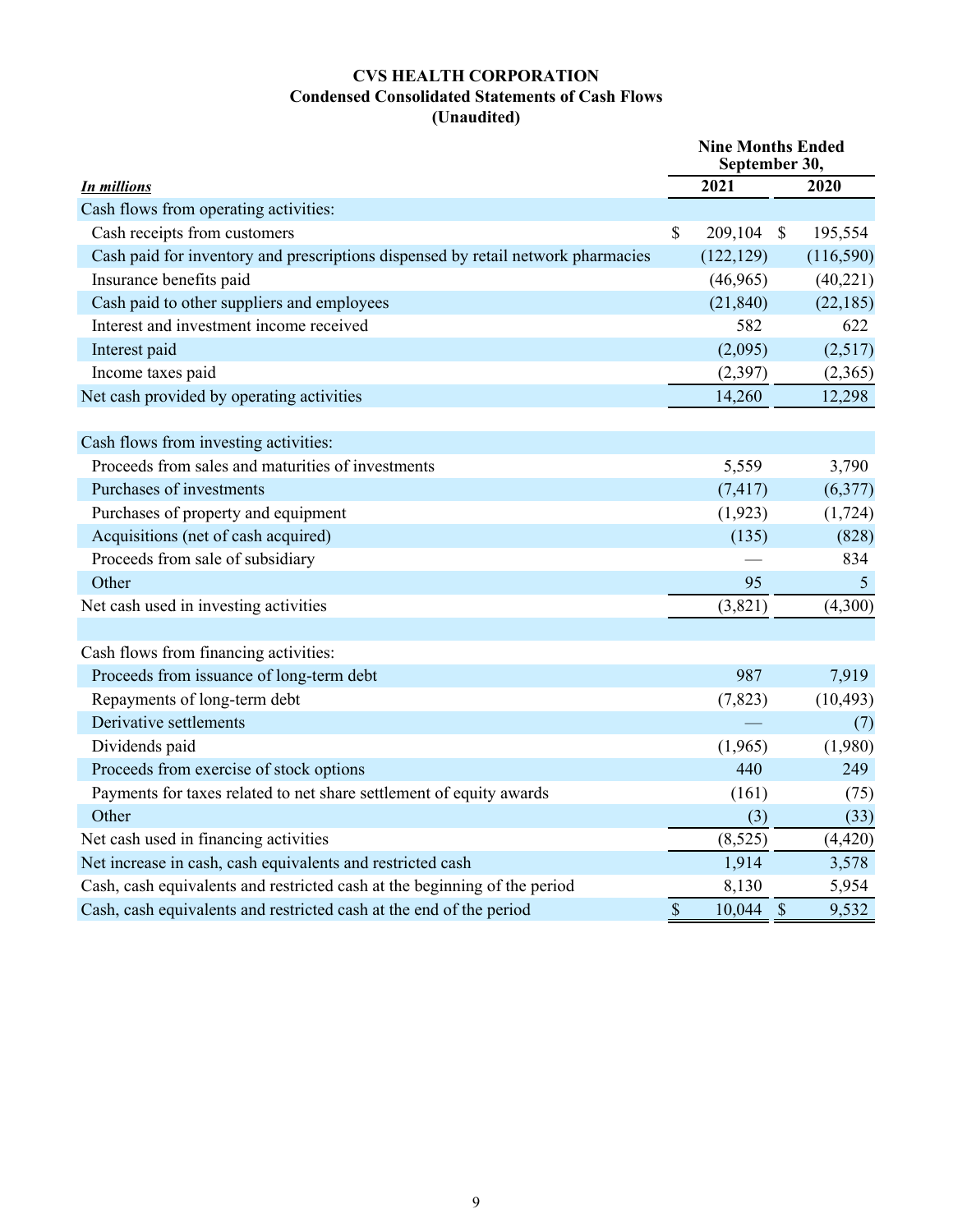# CVS HEALTH CORPORATION

## Condensed Consolidated Statements of Cash Flows

## (Unaudited)

| *In millions* | Nine Months Ended September 30, 2021 | 2020 |
|---|---|---|
| Cash flows from operating activities: | | |
| Cash receipts from customers | $ 209,104 | $ 195,554 |
| Cash paid for inventory and prescriptions dispensed by retail network pharmacies | (122,129) | (116,590) |
| Insurance benefits paid | (46,965) | (40,221) |
| Cash paid to other suppliers and employees | (21,840) | (22,185) |
| Interest and investment income received | 582 | 622 |
| Interest paid | (2,095) | (2,517) |
| Income taxes paid | (2,397) | (2,365) |
| Net cash provided by operating activities | 14,260 | 12,298 |
| | | |
| Cash flows from investing activities: | | |
| Proceeds from sales and maturities of investments | 5,559 | 3,790 |
| Purchases of investments | (7,417) | (6,377) |
| Purchases of property and equipment | (1,923) | (1,724) |
| Acquisitions (net of cash acquired) | (135) | (828) |
| Proceeds from sale of subsidiary | — | 834 |
| Other | 95 | 5 |
| Net cash used in investing activities | (3,821) | (4,300) |
| | | |
| Cash flows from financing activities: | | |
| Proceeds from issuance of long-term debt | 987 | 7,919 |
| Repayments of long-term debt | (7,823) | (10,493) |
| Derivative settlements | — | (7) |
| Dividends paid | (1,965) | (1,980) |
| Proceeds from exercise of stock options | 440 | 249 |
| Payments for taxes related to net share settlement of equity awards | (161) | (75) |
| Other | (3) | (33) |
| Net cash used in financing activities | (8,525) | (4,420) |
| Net increase in cash, cash equivalents and restricted cash | 1,914 | 3,578 |
| Cash, cash equivalents and restricted cash at the beginning of the period | 8,130 | 5,954 |
| Cash, cash equivalents and restricted cash at the end of the period | $ 10,044 | $ 9,532 |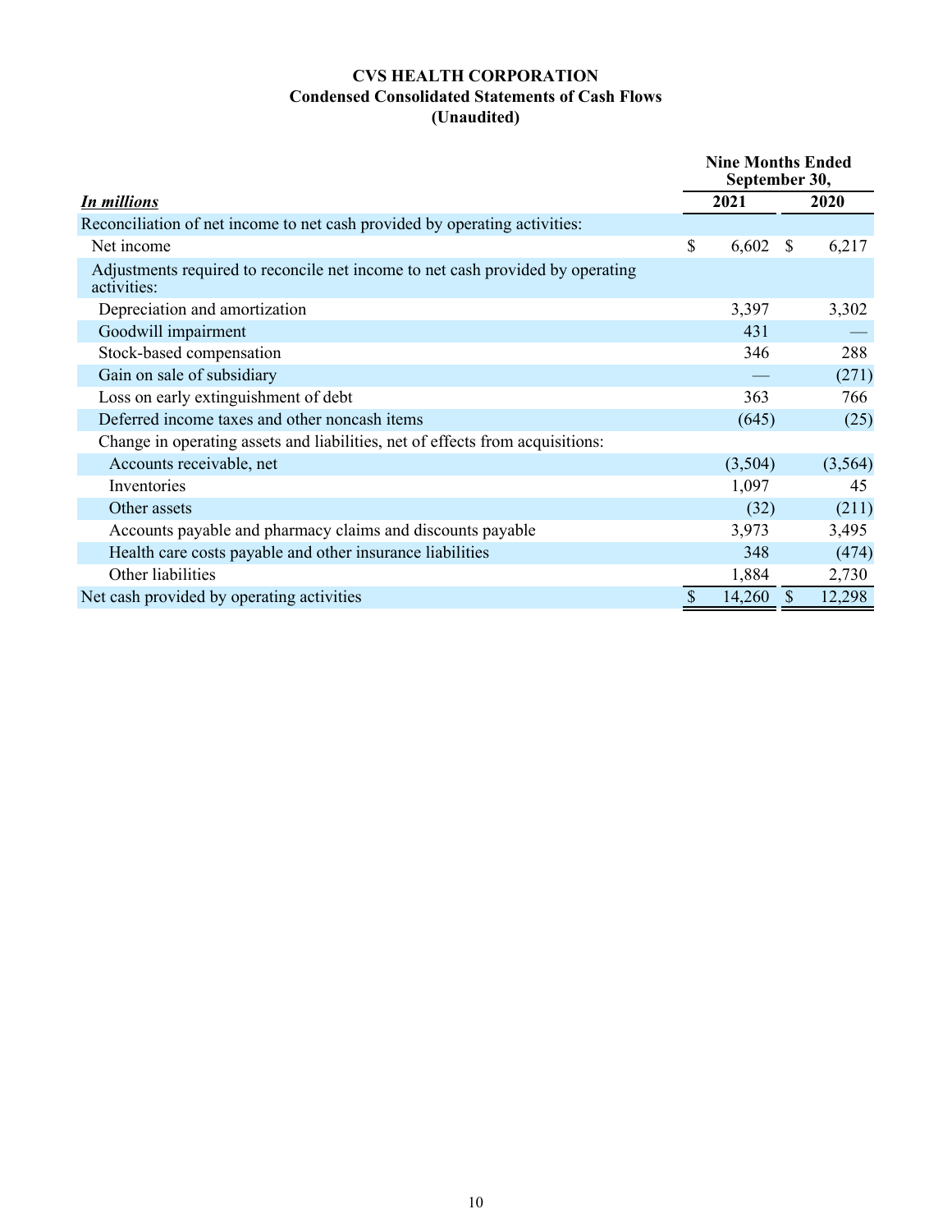# CVS HEALTH CORPORATION
## Condensed Consolidated Statements of Cash Flows
## (Unaudited)

| ***In millions*** | Nine Months Ended September 30, 2021 | Nine Months Ended September 30, 2020 |
|---|---|---|
| Reconciliation of net income to net cash provided by operating activities: | | |
| Net income | $ 6,602 | $ 6,217 |
| Adjustments required to reconcile net income to net cash provided by operating activities: | | |
| Depreciation and amortization | 3,397 | 3,302 |
| Goodwill impairment | 431 | — |
| Stock-based compensation | 346 | 288 |
| Gain on sale of subsidiary | — | (271) |
| Loss on early extinguishment of debt | 363 | 766 |
| Deferred income taxes and other noncash items | (645) | (25) |
| Change in operating assets and liabilities, net of effects from acquisitions: | | |
| Accounts receivable, net | (3,504) | (3,564) |
| Inventories | 1,097 | 45 |
| Other assets | (32) | (211) |
| Accounts payable and pharmacy claims and discounts payable | 3,973 | 3,495 |
| Health care costs payable and other insurance liabilities | 348 | (474) |
| Other liabilities | 1,884 | 2,730 |
| Net cash provided by operating activities | $ 14,260 | $ 12,298 |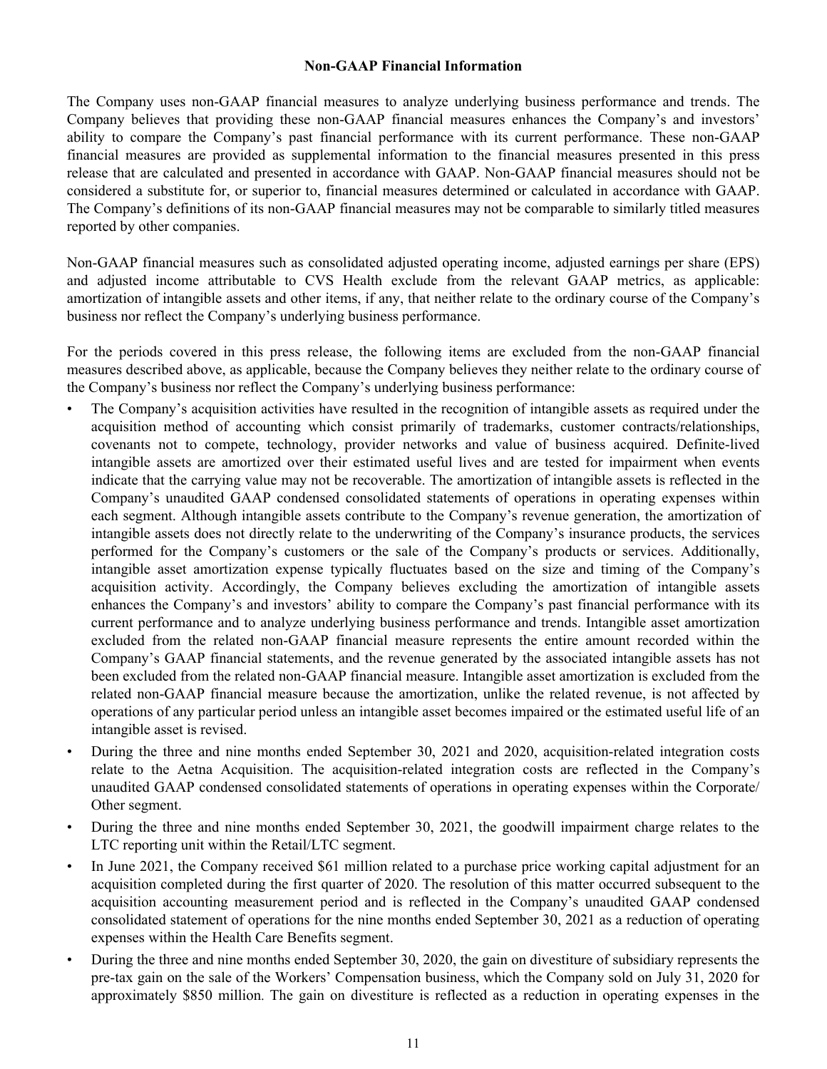## Non-GAAP Financial Information

The Company uses non-GAAP financial measures to analyze underlying business performance and trends. The Company believes that providing these non-GAAP financial measures enhances the Company's and investors' ability to compare the Company's past financial performance with its current performance. These non-GAAP financial measures are provided as supplemental information to the financial measures presented in this press release that are calculated and presented in accordance with GAAP. Non-GAAP financial measures should not be considered a substitute for, or superior to, financial measures determined or calculated in accordance with GAAP. The Company's definitions of its non-GAAP financial measures may not be comparable to similarly titled measures reported by other companies.

Non-GAAP financial measures such as consolidated adjusted operating income, adjusted earnings per share (EPS) and adjusted income attributable to CVS Health exclude from the relevant GAAP metrics, as applicable: amortization of intangible assets and other items, if any, that neither relate to the ordinary course of the Company's business nor reflect the Company's underlying business performance.

For the periods covered in this press release, the following items are excluded from the non-GAAP financial measures described above, as applicable, because the Company believes they neither relate to the ordinary course of the Company's business nor reflect the Company's underlying business performance:

- The Company's acquisition activities have resulted in the recognition of intangible assets as required under the acquisition method of accounting which consist primarily of trademarks, customer contracts/relationships, covenants not to compete, technology, provider networks and value of business acquired. Definite-lived intangible assets are amortized over their estimated useful lives and are tested for impairment when events indicate that the carrying value may not be recoverable. The amortization of intangible assets is reflected in the Company's unaudited GAAP condensed consolidated statements of operations in operating expenses within each segment. Although intangible assets contribute to the Company's revenue generation, the amortization of intangible assets does not directly relate to the underwriting of the Company's insurance products, the services performed for the Company's customers or the sale of the Company's products or services. Additionally, intangible asset amortization expense typically fluctuates based on the size and timing of the Company's acquisition activity. Accordingly, the Company believes excluding the amortization of intangible assets enhances the Company's and investors' ability to compare the Company's past financial performance with its current performance and to analyze underlying business performance and trends. Intangible asset amortization excluded from the related non-GAAP financial measure represents the entire amount recorded within the Company's GAAP financial statements, and the revenue generated by the associated intangible assets has not been excluded from the related non-GAAP financial measure. Intangible asset amortization is excluded from the related non-GAAP financial measure because the amortization, unlike the related revenue, is not affected by operations of any particular period unless an intangible asset becomes impaired or the estimated useful life of an intangible asset is revised.
- During the three and nine months ended September 30, 2021 and 2020, acquisition-related integration costs relate to the Aetna Acquisition. The acquisition-related integration costs are reflected in the Company's unaudited GAAP condensed consolidated statements of operations in operating expenses within the Corporate/ Other segment.
- During the three and nine months ended September 30, 2021, the goodwill impairment charge relates to the LTC reporting unit within the Retail/LTC segment.
- In June 2021, the Company received $61 million related to a purchase price working capital adjustment for an acquisition completed during the first quarter of 2020. The resolution of this matter occurred subsequent to the acquisition accounting measurement period and is reflected in the Company's unaudited GAAP condensed consolidated statement of operations for the nine months ended September 30, 2021 as a reduction of operating expenses within the Health Care Benefits segment.
- During the three and nine months ended September 30, 2020, the gain on divestiture of subsidiary represents the pre-tax gain on the sale of the Workers' Compensation business, which the Company sold on July 31, 2020 for approximately $850 million. The gain on divestiture is reflected as a reduction in operating expenses in the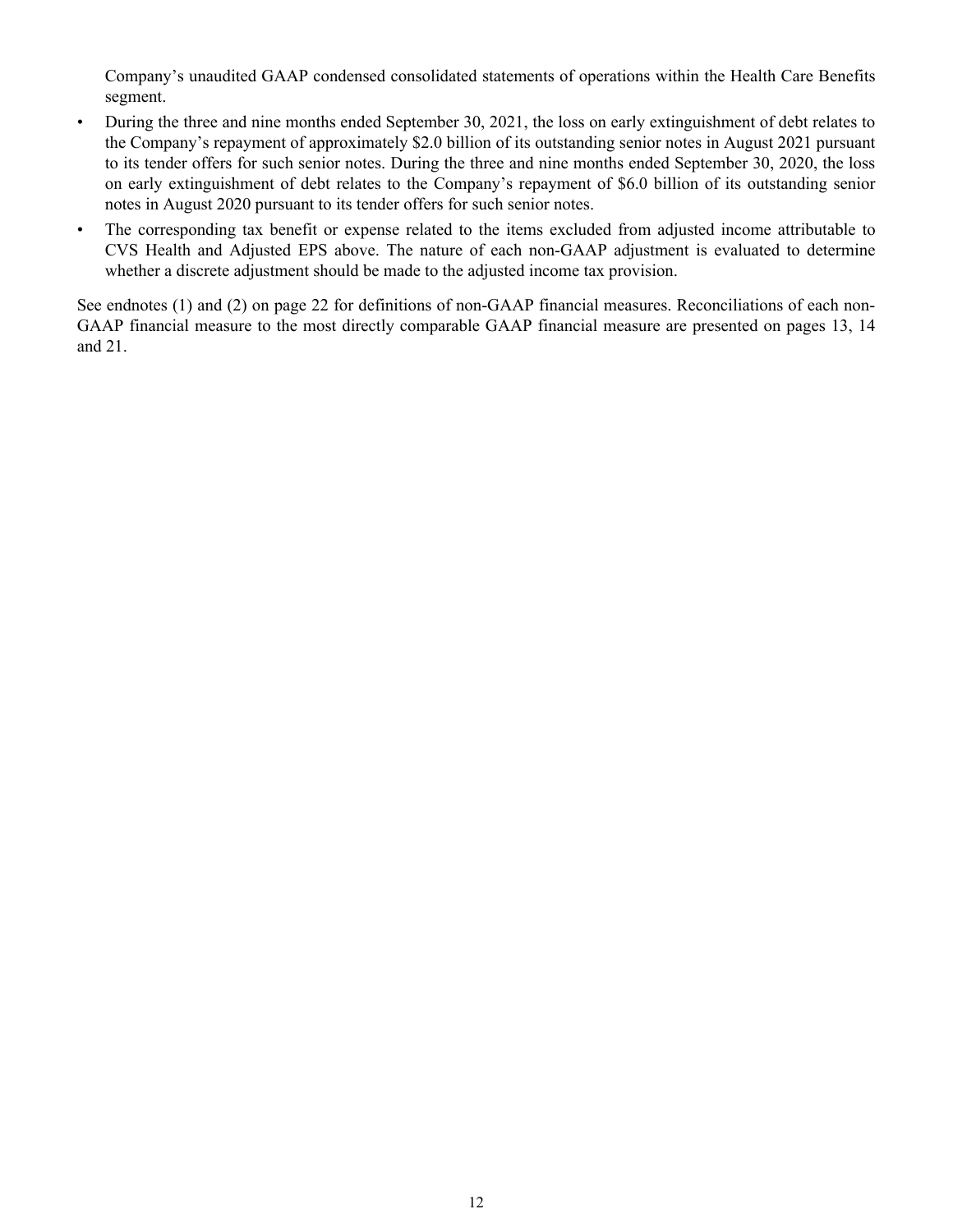Company's unaudited GAAP condensed consolidated statements of operations within the Health Care Benefits segment.

- During the three and nine months ended September 30, 2021, the loss on early extinguishment of debt relates to the Company's repayment of approximately $2.0 billion of its outstanding senior notes in August 2021 pursuant to its tender offers for such senior notes. During the three and nine months ended September 30, 2020, the loss on early extinguishment of debt relates to the Company's repayment of $6.0 billion of its outstanding senior notes in August 2020 pursuant to its tender offers for such senior notes.
- The corresponding tax benefit or expense related to the items excluded from adjusted income attributable to CVS Health and Adjusted EPS above. The nature of each non-GAAP adjustment is evaluated to determine whether a discrete adjustment should be made to the adjusted income tax provision.

See endnotes (1) and (2) on page 22 for definitions of non-GAAP financial measures. Reconciliations of each non-GAAP financial measure to the most directly comparable GAAP financial measure are presented on pages 13, 14 and 21.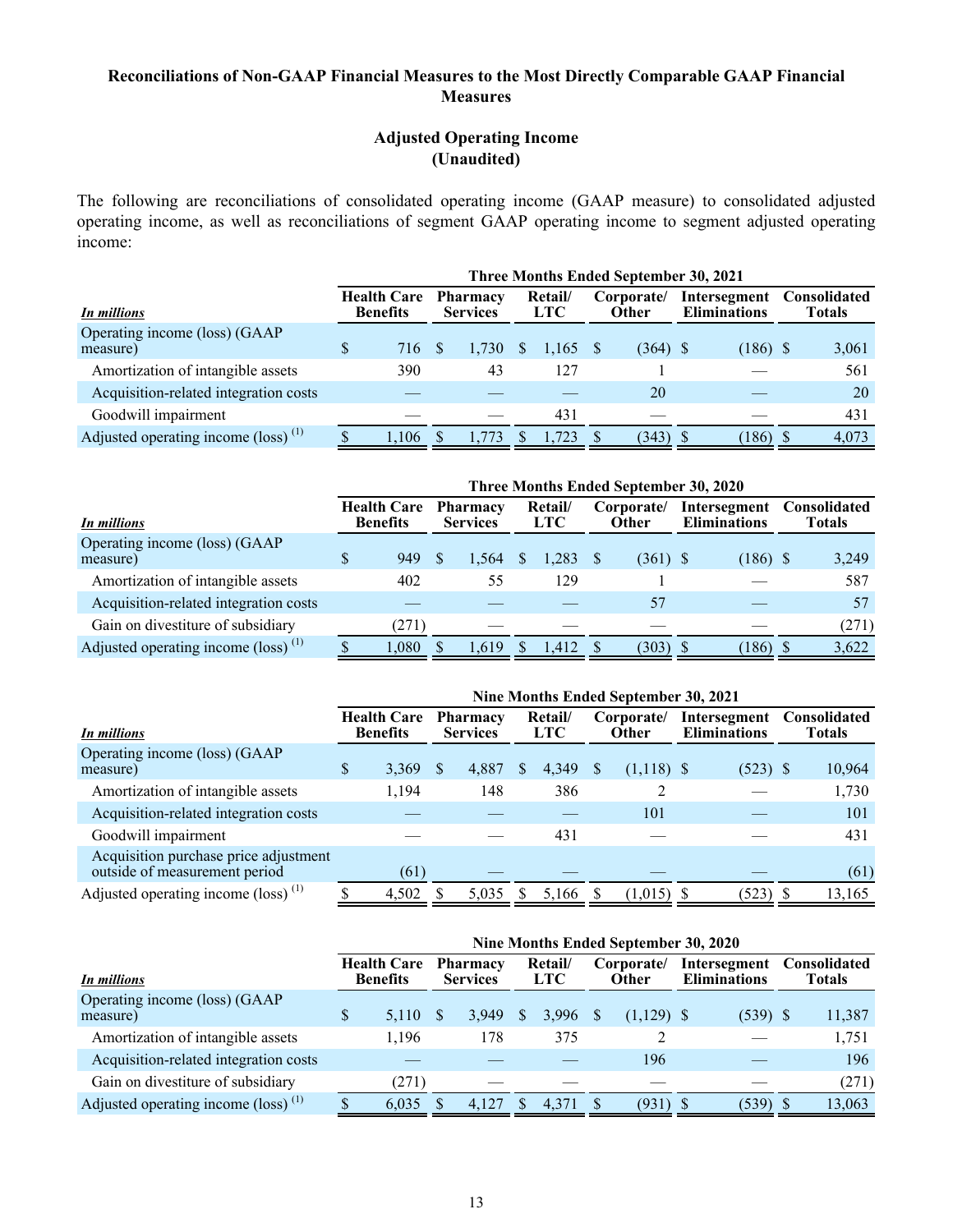## Reconciliations of Non-GAAP Financial Measures to the Most Directly Comparable GAAP Financial Measures

### Adjusted Operating Income
### (Unaudited)

The following are reconciliations of consolidated operating income (GAAP measure) to consolidated adjusted operating income, as well as reconciliations of segment GAAP operating income to segment adjusted operating income:

| | Three Months Ended September 30, 2021 | | | | | |
|---|---|---|---|---|---|---|
| *In millions* | Health Care Benefits | Pharmacy Services | Retail/ LTC | Corporate/ Other | Intersegment Eliminations | Consolidated Totals |
| Operating income (loss) (GAAP measure) | $ 716 | $ 1,730 | $ 1,165 | $ (364) | $ (186) | $ 3,061 |
| Amortization of intangible assets | 390 | 43 | 127 | 1 | — | 561 |
| Acquisition-related integration costs | — | — | — | 20 | — | 20 |
| Goodwill impairment | — | — | 431 | — | — | 431 |
| Adjusted operating income (loss) (1) | $ 1,106 | $ 1,773 | $ 1,723 | $ (343) | $ (186) | $ 4,073 |

| | Three Months Ended September 30, 2020 | | | | | |
|---|---|---|---|---|---|---|
| *In millions* | Health Care Benefits | Pharmacy Services | Retail/ LTC | Corporate/ Other | Intersegment Eliminations | Consolidated Totals |
| Operating income (loss) (GAAP measure) | $ 949 | $ 1,564 | $ 1,283 | $ (361) | $ (186) | $ 3,249 |
| Amortization of intangible assets | 402 | 55 | 129 | 1 | — | 587 |
| Acquisition-related integration costs | — | — | — | 57 | — | 57 |
| Gain on divestiture of subsidiary | (271) | — | — | — | — | (271) |
| Adjusted operating income (loss) (1) | $ 1,080 | $ 1,619 | $ 1,412 | $ (303) | $ (186) | $ 3,622 |

| | Nine Months Ended September 30, 2021 | | | | | |
|---|---|---|---|---|---|---|
| *In millions* | Health Care Benefits | Pharmacy Services | Retail/ LTC | Corporate/ Other | Intersegment Eliminations | Consolidated Totals |
| Operating income (loss) (GAAP measure) | $ 3,369 | $ 4,887 | $ 4,349 | $ (1,118) | $ (523) | $ 10,964 |
| Amortization of intangible assets | 1,194 | 148 | 386 | 2 | — | 1,730 |
| Acquisition-related integration costs | — | — | — | 101 | — | 101 |
| Goodwill impairment | — | — | 431 | — | — | 431 |
| Acquisition purchase price adjustment outside of measurement period | (61) | — | — | — | — | (61) |
| Adjusted operating income (loss) (1) | $ 4,502 | $ 5,035 | $ 5,166 | $ (1,015) | $ (523) | $ 13,165 |

| | Nine Months Ended September 30, 2020 | | | | | |
|---|---|---|---|---|---|---|
| *In millions* | Health Care Benefits | Pharmacy Services | Retail/ LTC | Corporate/ Other | Intersegment Eliminations | Consolidated Totals |
| Operating income (loss) (GAAP measure) | $ 5,110 | $ 3,949 | $ 3,996 | $ (1,129) | $ (539) | $ 11,387 |
| Amortization of intangible assets | 1,196 | 178 | 375 | 2 | — | 1,751 |
| Acquisition-related integration costs | — | — | — | 196 | — | 196 |
| Gain on divestiture of subsidiary | (271) | — | — | — | — | (271) |
| Adjusted operating income (loss) (1) | $ 6,035 | $ 4,127 | $ 4,371 | $ (931) | $ (539) | $ 13,063 |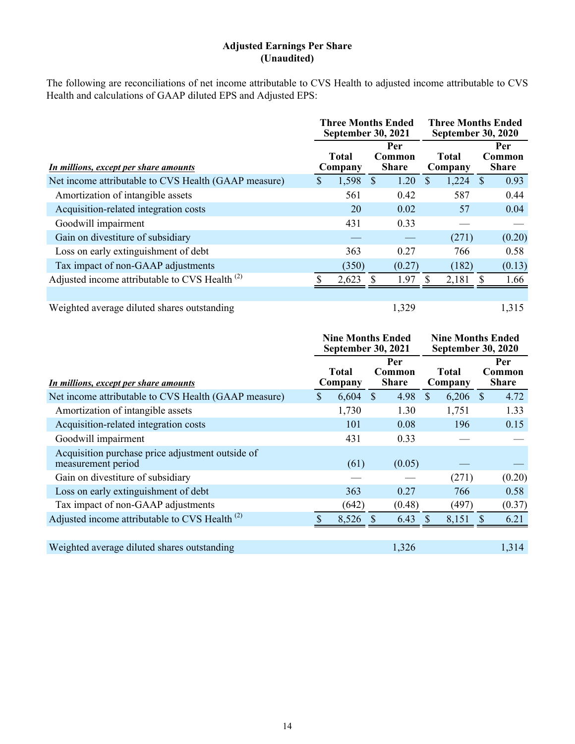**Adjusted Earnings Per Share**
**(Unaudited)**

The following are reconciliations of net income attributable to CVS Health to adjusted income attributable to CVS Health and calculations of GAAP diluted EPS and Adjusted EPS:

| *In millions, except per share amounts* | Three Months Ended September 30, 2021 | | Three Months Ended September 30, 2020 | |
|---|---|---|---|---|
| | Total Company | Per Common Share | Total Company | Per Common Share |
| Net income attributable to CVS Health (GAAP measure) | $ 1,598 | $ 1.20 | $ 1,224 | $ 0.93 |
| Amortization of intangible assets | 561 | 0.42 | 587 | 0.44 |
| Acquisition-related integration costs | 20 | 0.02 | 57 | 0.04 |
| Goodwill impairment | 431 | 0.33 | — | — |
| Gain on divestiture of subsidiary | — | — | (271) | (0.20) |
| Loss on early extinguishment of debt | 363 | 0.27 | 766 | 0.58 |
| Tax impact of non-GAAP adjustments | (350) | (0.27) | (182) | (0.13) |
| Adjusted income attributable to CVS Health [(2)] | $ 2,623 | $ 1.97 | $ 2,181 | $ 1.66 |
| | | | | |
| Weighted average diluted shares outstanding | | 1,329 | | 1,315 |

| *In millions, except per share amounts* | Nine Months Ended September 30, 2021 | | Nine Months Ended September 30, 2020 | |
|---|---|---|---|---|
| | Total Company | Per Common Share | Total Company | Per Common Share |
| Net income attributable to CVS Health (GAAP measure) | $ 6,604 | $ 4.98 | $ 6,206 | $ 4.72 |
| Amortization of intangible assets | 1,730 | 1.30 | 1,751 | 1.33 |
| Acquisition-related integration costs | 101 | 0.08 | 196 | 0.15 |
| Goodwill impairment | 431 | 0.33 | — | — |
| Acquisition purchase price adjustment outside of measurement period | (61) | (0.05) | — | — |
| Gain on divestiture of subsidiary | — | — | (271) | (0.20) |
| Loss on early extinguishment of debt | 363 | 0.27 | 766 | 0.58 |
| Tax impact of non-GAAP adjustments | (642) | (0.48) | (497) | (0.37) |
| Adjusted income attributable to CVS Health [(2)] | $ 8,526 | $ 6.43 | $ 8,151 | $ 6.21 |
| | | | | |
| Weighted average diluted shares outstanding | | 1,326 | | 1,314 |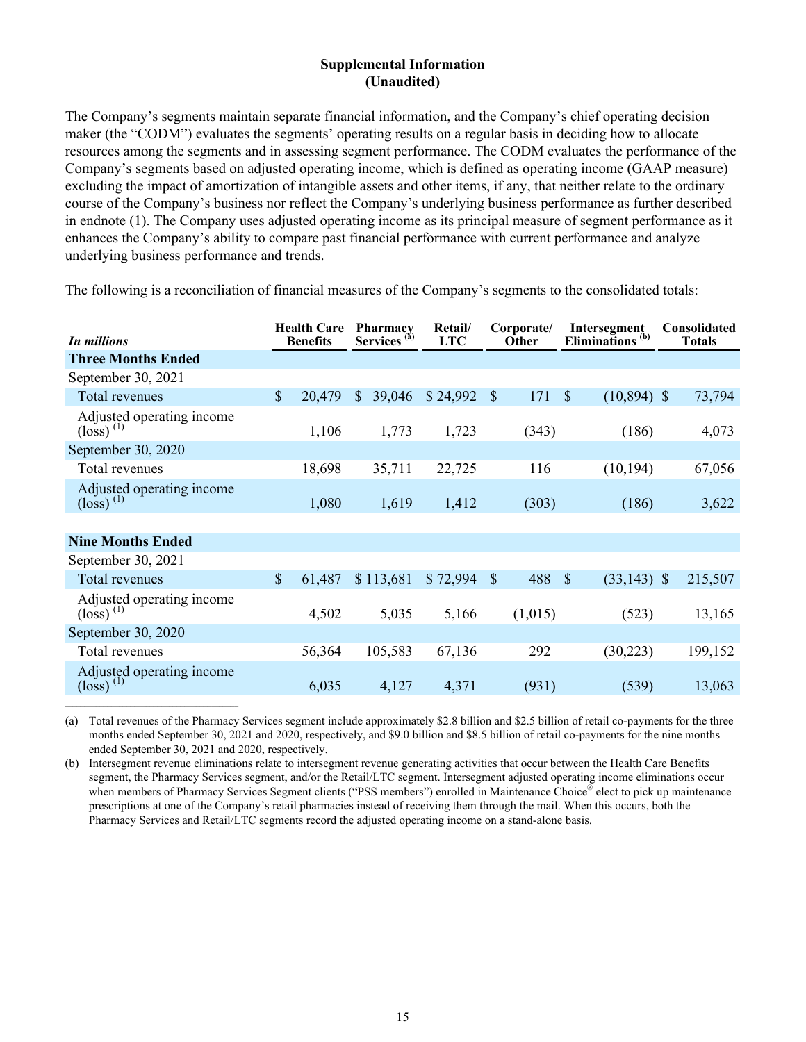## Supplemental Information
## (Unaudited)

The Company's segments maintain separate financial information, and the Company's chief operating decision maker (the "CODM") evaluates the segments' operating results on a regular basis in deciding how to allocate resources among the segments and in assessing segment performance. The CODM evaluates the performance of the Company's segments based on adjusted operating income, which is defined as operating income (GAAP measure) excluding the impact of amortization of intangible assets and other items, if any, that neither relate to the ordinary course of the Company's business nor reflect the Company's underlying business performance as further described in endnote (1). The Company uses adjusted operating income as its principal measure of segment performance as it enhances the Company's ability to compare past financial performance with current performance and analyze underlying business performance and trends.

The following is a reconciliation of financial measures of the Company's segments to the consolidated totals:

| *In millions* | Health Care Benefits | Pharmacy Services [(a)] | Retail/ LTC | Corporate/ Other | Intersegment Eliminations [(b)] | Consolidated Totals |
|---|---|---|---|---|---|---|
| **Three Months Ended** | | | | | | |
| September 30, 2021 | | | | | | |
| Total revenues | $ 20,479 | $ 39,046 | $ 24,992 | $ 171 | $ (10,894) | $ 73,794 |
| Adjusted operating income (loss) [(1)] | 1,106 | 1,773 | 1,723 | (343) | (186) | 4,073 |
| September 30, 2020 | | | | | | |
| Total revenues | 18,698 | 35,711 | 22,725 | 116 | (10,194) | 67,056 |
| Adjusted operating income (loss) [(1)] | 1,080 | 1,619 | 1,412 | (303) | (186) | 3,622 |
| **Nine Months Ended** | | | | | | |
| September 30, 2021 | | | | | | |
| Total revenues | $ 61,487 | $ 113,681 | $ 72,994 | $ 488 | $ (33,143) | $ 215,507 |
| Adjusted operating income (loss) [(1)] | 4,502 | 5,035 | 5,166 | (1,015) | (523) | 13,165 |
| September 30, 2020 | | | | | | |
| Total revenues | 56,364 | 105,583 | 67,136 | 292 | (30,223) | 199,152 |
| Adjusted operating income (loss) [(1)] | 6,035 | 4,127 | 4,371 | (931) | (539) | 13,063 |

(a) Total revenues of the Pharmacy Services segment include approximately $2.8 billion and $2.5 billion of retail co-payments for the three months ended September 30, 2021 and 2020, respectively, and $9.0 billion and $8.5 billion of retail co-payments for the nine months ended September 30, 2021 and 2020, respectively.

(b) Intersegment revenue eliminations relate to intersegment revenue generating activities that occur between the Health Care Benefits segment, the Pharmacy Services segment, and/or the Retail/LTC segment. Intersegment adjusted operating income eliminations occur when members of Pharmacy Services Segment clients ("PSS members") enrolled in Maintenance Choice® elect to pick up maintenance prescriptions at one of the Company's retail pharmacies instead of receiving them through the mail. When this occurs, both the Pharmacy Services and Retail/LTC segments record the adjusted operating income on a stand-alone basis.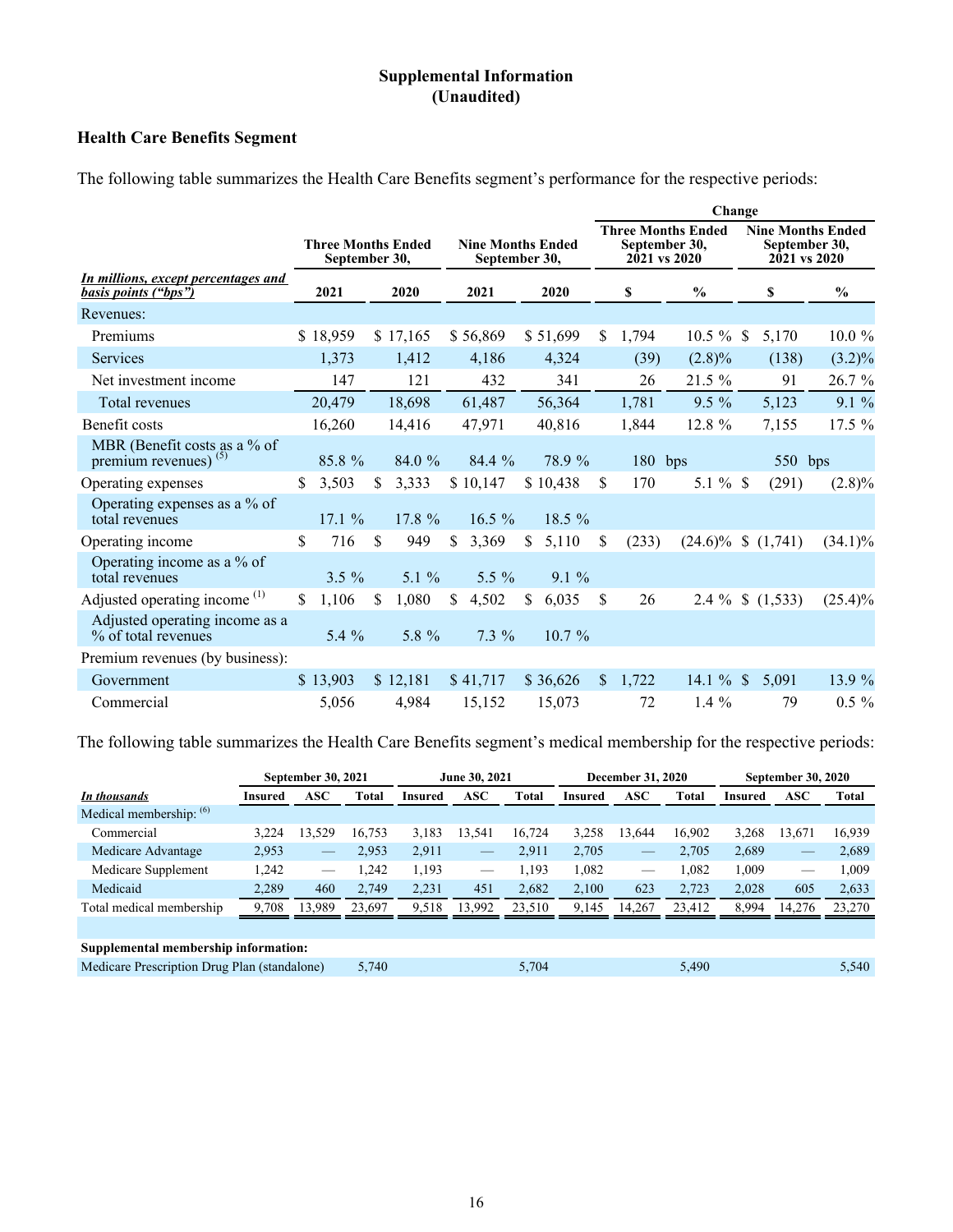## Supplemental Information
## (Unaudited)

### Health Care Benefits Segment

The following table summarizes the Health Care Benefits segment's performance for the respective periods:

| | | | | | Change | | | |
|---|---|---|---|---|---|---|---|---|
| | Three Months Ended September 30, | | Nine Months Ended September 30, | | Three Months Ended September 30, 2021 vs 2020 | | Nine Months Ended September 30, 2021 vs 2020 | |
| ***In millions, except percentages and basis points ("bps")*** | **2021** | **2020** | **2021** | **2020** | **$** | **%** | **$** | **%** |
| Revenues: | | | | | | | | |
| Premiums | $ 18,959 | $ 17,165 | $ 56,869 | $ 51,699 | $ 1,794 | 10.5 % | $ 5,170 | 10.0 % |
| Services | 1,373 | 1,412 | 4,186 | 4,324 | (39) | (2.8)% | (138) | (3.2)% |
| Net investment income | 147 | 121 | 432 | 341 | 26 | 21.5 % | 91 | 26.7 % |
| Total revenues | 20,479 | 18,698 | 61,487 | 56,364 | 1,781 | 9.5 % | 5,123 | 9.1 % |
| Benefit costs | 16,260 | 14,416 | 47,971 | 40,816 | 1,844 | 12.8 % | 7,155 | 17.5 % |
| MBR (Benefit costs as a % of premium revenues) [5] | 85.8 % | 84.0 % | 84.4 % | 78.9 % | 180 bps | | 550 bps | |
| Operating expenses | $ 3,503 | $ 3,333 | $ 10,147 | $ 10,438 | $ 170 | 5.1 % | $ (291) | (2.8)% |
| Operating expenses as a % of total revenues | 17.1 % | 17.8 % | 16.5 % | 18.5 % | | | | |
| Operating income | $ 716 | $ 949 | $ 3,369 | $ 5,110 | $ (233) | (24.6)% | $ (1,741) | (34.1)% |
| Operating income as a % of total revenues | 3.5 % | 5.1 % | 5.5 % | 9.1 % | | | | |
| Adjusted operating income [1] | $ 1,106 | $ 1,080 | $ 4,502 | $ 6,035 | $ 26 | 2.4 % | $ (1,533) | (25.4)% |
| Adjusted operating income as a % of total revenues | 5.4 % | 5.8 % | 7.3 % | 10.7 % | | | | |
| Premium revenues (by business): | | | | | | | | |
| Government | $ 13,903 | $ 12,181 | $ 41,717 | $ 36,626 | $ 1,722 | 14.1 % | $ 5,091 | 13.9 % |
| Commercial | 5,056 | 4,984 | 15,152 | 15,073 | 72 | 1.4 % | 79 | 0.5 % |

The following table summarizes the Health Care Benefits segment's medical membership for the respective periods:

| | September 30, 2021 | | | June 30, 2021 | | | December 31, 2020 | | | September 30, 2020 | | |
|---|---|---|---|---|---|---|---|---|---|---|---|---|
| ***In thousands*** | **Insured** | **ASC** | **Total** | **Insured** | **ASC** | **Total** | **Insured** | **ASC** | **Total** | **Insured** | **ASC** | **Total** |
| Medical membership: [6] | | | | | | | | | | | | |
| Commercial | 3,224 | 13,529 | 16,753 | 3,183 | 13,541 | 16,724 | 3,258 | 13,644 | 16,902 | 3,268 | 13,671 | 16,939 |
| Medicare Advantage | 2,953 | — | 2,953 | 2,911 | — | 2,911 | 2,705 | — | 2,705 | 2,689 | — | 2,689 |
| Medicare Supplement | 1,242 | — | 1,242 | 1,193 | — | 1,193 | 1,082 | — | 1,082 | 1,009 | — | 1,009 |
| Medicaid | 2,289 | 460 | 2,749 | 2,231 | 451 | 2,682 | 2,100 | 623 | 2,723 | 2,028 | 605 | 2,633 |
| Total medical membership | 9,708 | 13,989 | 23,697 | 9,518 | 13,992 | 23,510 | 9,145 | 14,267 | 23,412 | 8,994 | 14,276 | 23,270 |
| | | | | | | | | | | | | |
| **Supplemental membership information:** | | | | | | | | | | | | |
| Medicare Prescription Drug Plan (standalone) | | | 5,740 | | | 5,704 | | | 5,490 | | | 5,540 |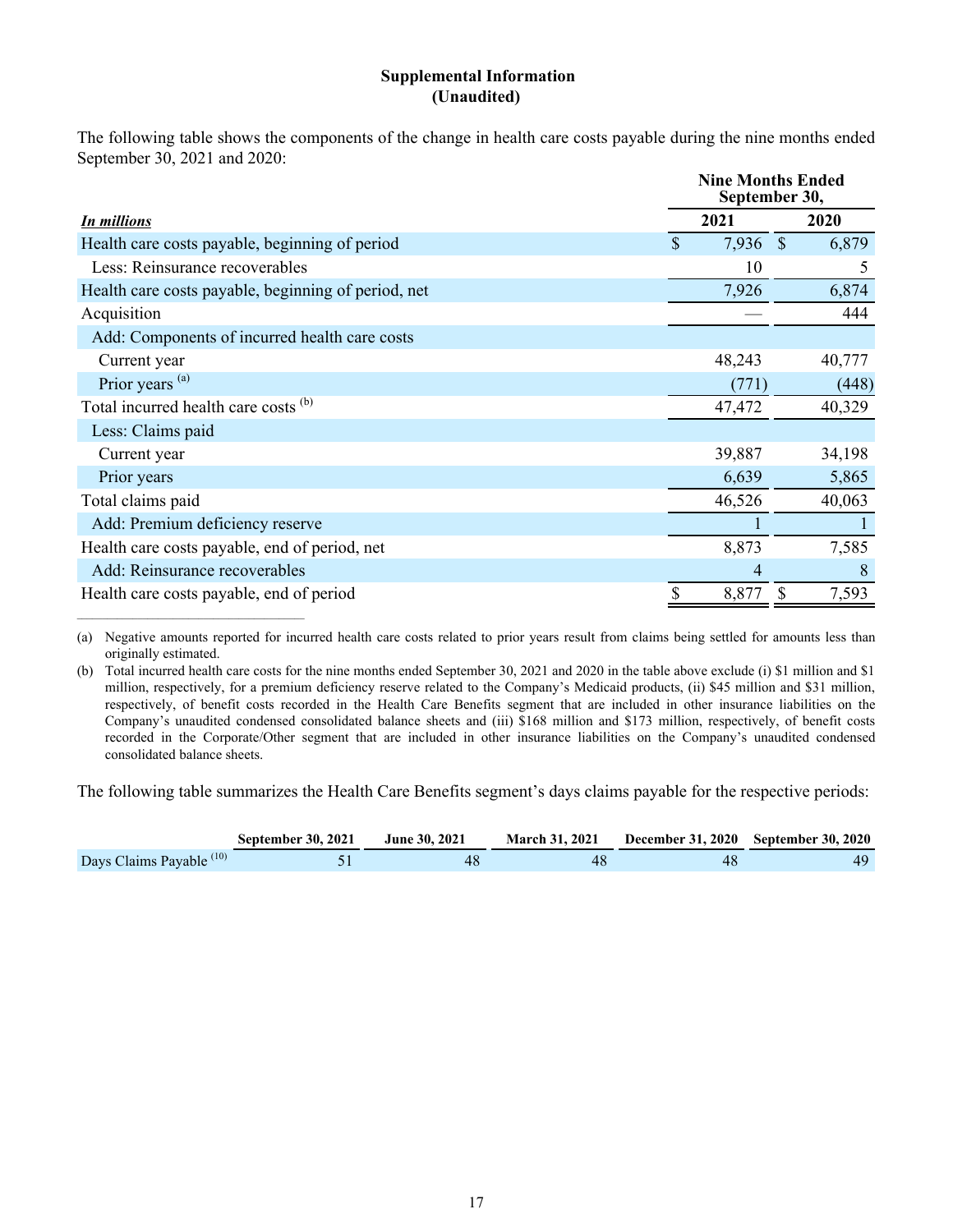**Supplemental Information**
**(Unaudited)**

The following table shows the components of the change in health care costs payable during the nine months ended September 30, 2021 and 2020:

| *In millions* | Nine Months Ended September 30, 2021 | Nine Months Ended September 30, 2020 |
|---|---|---|
| Health care costs payable, beginning of period | $ 7,936 | $ 6,879 |
| Less: Reinsurance recoverables | 10 | 5 |
| Health care costs payable, beginning of period, net | 7,926 | 6,874 |
| Acquisition | — | 444 |
| Add: Components of incurred health care costs | | |
| Current year | 48,243 | 40,777 |
| Prior years [(a)] | (771) | (448) |
| Total incurred health care costs [(b)] | 47,472 | 40,329 |
| Less: Claims paid | | |
| Current year | 39,887 | 34,198 |
| Prior years | 6,639 | 5,865 |
| Total claims paid | 46,526 | 40,063 |
| Add: Premium deficiency reserve | 1 | 1 |
| Health care costs payable, end of period, net | 8,873 | 7,585 |
| Add: Reinsurance recoverables | 4 | 8 |
| Health care costs payable, end of period | $ 8,877 | $ 7,593 |

(a) Negative amounts reported for incurred health care costs related to prior years result from claims being settled for amounts less than originally estimated.

(b) Total incurred health care costs for the nine months ended September 30, 2021 and 2020 in the table above exclude (i) $1 million and $1 million, respectively, for a premium deficiency reserve related to the Company's Medicaid products, (ii) $45 million and $31 million, respectively, of benefit costs recorded in the Health Care Benefits segment that are included in other insurance liabilities on the Company's unaudited condensed consolidated balance sheets and (iii) $168 million and $173 million, respectively, of benefit costs recorded in the Corporate/Other segment that are included in other insurance liabilities on the Company's unaudited condensed consolidated balance sheets.

The following table summarizes the Health Care Benefits segment's days claims payable for the respective periods:

| | September 30, 2021 | June 30, 2021 | March 31, 2021 | December 31, 2020 | September 30, 2020 |
|---|---|---|---|---|---|
| Days Claims Payable [(10)] | 51 | 48 | 48 | 48 | 49 |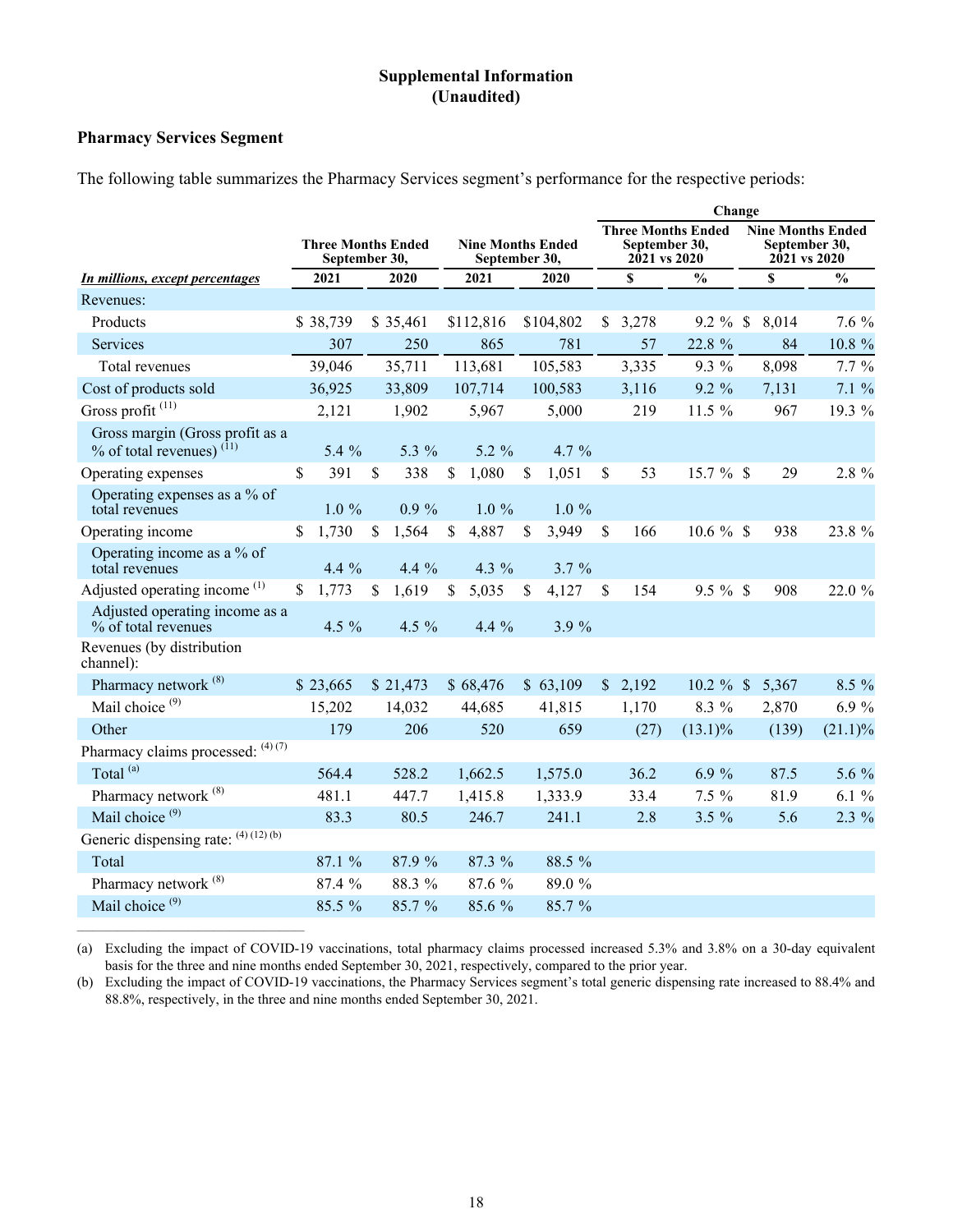## Supplemental Information
## (Unaudited)

### Pharmacy Services Segment

The following table summarizes the Pharmacy Services segment's performance for the respective periods:

| | | | | | Change | | | |
|---|---|---|---|---|---|---|---|---|
| | Three Months Ended September 30, | | Nine Months Ended September 30, | | Three Months Ended September 30, 2021 vs 2020 | | Nine Months Ended September 30, 2021 vs 2020 | |
| ***In millions, except percentages*** | **2021** | **2020** | **2021** | **2020** | **$** | **%** | **$** | **%** |
| Revenues: | | | | | | | | |
| Products | $ 38,739 | $ 35,461 | $112,816 | $104,802 | $ 3,278 | 9.2 % | $ 8,014 | 7.6 % |
| Services | 307 | 250 | 865 | 781 | 57 | 22.8 % | 84 | 10.8 % |
| Total revenues | 39,046 | 35,711 | 113,681 | 105,583 | 3,335 | 9.3 % | 8,098 | 7.7 % |
| Cost of products sold | 36,925 | 33,809 | 107,714 | 100,583 | 3,116 | 9.2 % | 7,131 | 7.1 % |
| Gross profit [11] | 2,121 | 1,902 | 5,967 | 5,000 | 219 | 11.5 % | 967 | 19.3 % |
| Gross margin (Gross profit as a % of total revenues) [11] | 5.4 % | 5.3 % | 5.2 % | 4.7 % | | | | |
| Operating expenses | $ 391 | $ 338 | $ 1,080 | $ 1,051 | $ 53 | 15.7 % | $ 29 | 2.8 % |
| Operating expenses as a % of total revenues | 1.0 % | 0.9 % | 1.0 % | 1.0 % | | | | |
| Operating income | $ 1,730 | $ 1,564 | $ 4,887 | $ 3,949 | $ 166 | 10.6 % | $ 938 | 23.8 % |
| Operating income as a % of total revenues | 4.4 % | 4.4 % | 4.3 % | 3.7 % | | | | |
| Adjusted operating income [1] | $ 1,773 | $ 1,619 | $ 5,035 | $ 4,127 | $ 154 | 9.5 % | $ 908 | 22.0 % |
| Adjusted operating income as a % of total revenues | 4.5 % | 4.5 % | 4.4 % | 3.9 % | | | | |
| Revenues (by distribution channel): | | | | | | | | |
| Pharmacy network [8] | $ 23,665 | $ 21,473 | $ 68,476 | $ 63,109 | $ 2,192 | 10.2 % | $ 5,367 | 8.5 % |
| Mail choice [9] | 15,202 | 14,032 | 44,685 | 41,815 | 1,170 | 8.3 % | 2,870 | 6.9 % |
| Other | 179 | 206 | 520 | 659 | (27) | (13.1)% | (139) | (21.1)% |
| Pharmacy claims processed: [4] [7] | | | | | | | | |
| Total [a] | 564.4 | 528.2 | 1,662.5 | 1,575.0 | 36.2 | 6.9 % | 87.5 | 5.6 % |
| Pharmacy network [8] | 481.1 | 447.7 | 1,415.8 | 1,333.9 | 33.4 | 7.5 % | 81.9 | 6.1 % |
| Mail choice [9] | 83.3 | 80.5 | 246.7 | 241.1 | 2.8 | 3.5 % | 5.6 | 2.3 % |
| Generic dispensing rate: [4] [12] [b] | | | | | | | | |
| Total | 87.1 % | 87.9 % | 87.3 % | 88.5 % | | | | |
| Pharmacy network [8] | 87.4 % | 88.3 % | 87.6 % | 89.0 % | | | | |
| Mail choice [9] | 85.5 % | 85.7 % | 85.6 % | 85.7 % | | | | |

(a) Excluding the impact of COVID-19 vaccinations, total pharmacy claims processed increased 5.3% and 3.8% on a 30-day equivalent basis for the three and nine months ended September 30, 2021, respectively, compared to the prior year.

(b) Excluding the impact of COVID-19 vaccinations, the Pharmacy Services segment's total generic dispensing rate increased to 88.4% and 88.8%, respectively, in the three and nine months ended September 30, 2021.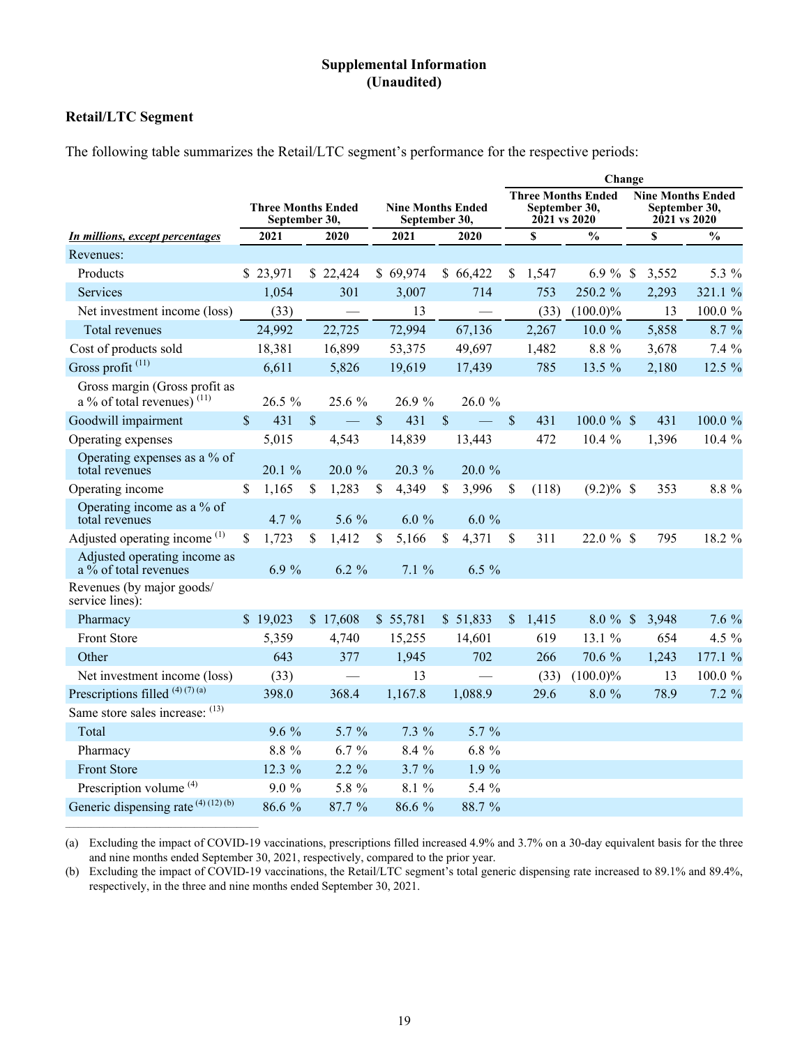# Supplemental Information
# (Unaudited)

## Retail/LTC Segment

The following table summarizes the Retail/LTC segment's performance for the respective periods:

| *In millions, except percentages* | Three Months Ended September 30, 2021 | Three Months Ended September 30, 2020 | Nine Months Ended September 30, 2021 | Nine Months Ended September 30, 2020 | Change: Three Months Ended September 30, 2021 vs 2020 $ | Change: Three Months Ended September 30, 2021 vs 2020 % | Change: Nine Months Ended September 30, 2021 vs 2020 $ | Change: Nine Months Ended September 30, 2021 vs 2020 % |
|---|---|---|---|---|---|---|---|---|
| Revenues: | | | | | | | | |
| Products | $ 23,971 | $ 22,424 | $ 69,974 | $ 66,422 | $ 1,547 | 6.9 % | $ 3,552 | 5.3 % |
| Services | 1,054 | 301 | 3,007 | 714 | 753 | 250.2 % | 2,293 | 321.1 % |
| Net investment income (loss) | (33) | — | 13 | — | (33) | (100.0)% | 13 | 100.0 % |
| Total revenues | 24,992 | 22,725 | 72,994 | 67,136 | 2,267 | 10.0 % | 5,858 | 8.7 % |
| Cost of products sold | 18,381 | 16,899 | 53,375 | 49,697 | 1,482 | 8.8 % | 3,678 | 7.4 % |
| Gross profit [(11)] | 6,611 | 5,826 | 19,619 | 17,439 | 785 | 13.5 % | 2,180 | 12.5 % |
| Gross margin (Gross profit as a % of total revenues) [(11)] | 26.5 % | 25.6 % | 26.9 % | 26.0 % | | | | |
| Goodwill impairment | $ 431 | $ — | $ 431 | $ — | $ 431 | 100.0 % | $ 431 | 100.0 % |
| Operating expenses | 5,015 | 4,543 | 14,839 | 13,443 | 472 | 10.4 % | 1,396 | 10.4 % |
| Operating expenses as a % of total revenues | 20.1 % | 20.0 % | 20.3 % | 20.0 % | | | | |
| Operating income | $ 1,165 | $ 1,283 | $ 4,349 | $ 3,996 | $ (118) | (9.2)% | $ 353 | 8.8 % |
| Operating income as a % of total revenues | 4.7 % | 5.6 % | 6.0 % | 6.0 % | | | | |
| Adjusted operating income [(1)] | $ 1,723 | $ 1,412 | $ 5,166 | $ 4,371 | $ 311 | 22.0 % | $ 795 | 18.2 % |
| Adjusted operating income as a % of total revenues | 6.9 % | 6.2 % | 7.1 % | 6.5 % | | | | |
| Revenues (by major goods/ service lines): | | | | | | | | |
| Pharmacy | $ 19,023 | $ 17,608 | $ 55,781 | $ 51,833 | $ 1,415 | 8.0 % | $ 3,948 | 7.6 % |
| Front Store | 5,359 | 4,740 | 15,255 | 14,601 | 619 | 13.1 % | 654 | 4.5 % |
| Other | 643 | 377 | 1,945 | 702 | 266 | 70.6 % | 1,243 | 177.1 % |
| Net investment income (loss) | (33) | — | 13 | — | (33) | (100.0)% | 13 | 100.0 % |
| Prescriptions filled [(4) (7) (a)] | 398.0 | 368.4 | 1,167.8 | 1,088.9 | 29.6 | 8.0 % | 78.9 | 7.2 % |
| Same store sales increase: [(13)] | | | | | | | | |
| Total | 9.6 % | 5.7 % | 7.3 % | 5.7 % | | | | |
| Pharmacy | 8.8 % | 6.7 % | 8.4 % | 6.8 % | | | | |
| Front Store | 12.3 % | 2.2 % | 3.7 % | 1.9 % | | | | |
| Prescription volume [(4)] | 9.0 % | 5.8 % | 8.1 % | 5.4 % | | | | |
| Generic dispensing rate [(4) (12) (b)] | 86.6 % | 87.7 % | 86.6 % | 88.7 % | | | | |

(a) Excluding the impact of COVID-19 vaccinations, prescriptions filled increased 4.9% and 3.7% on a 30-day equivalent basis for the three and nine months ended September 30, 2021, respectively, compared to the prior year.

(b) Excluding the impact of COVID-19 vaccinations, the Retail/LTC segment's total generic dispensing rate increased to 89.1% and 89.4%, respectively, in the three and nine months ended September 30, 2021.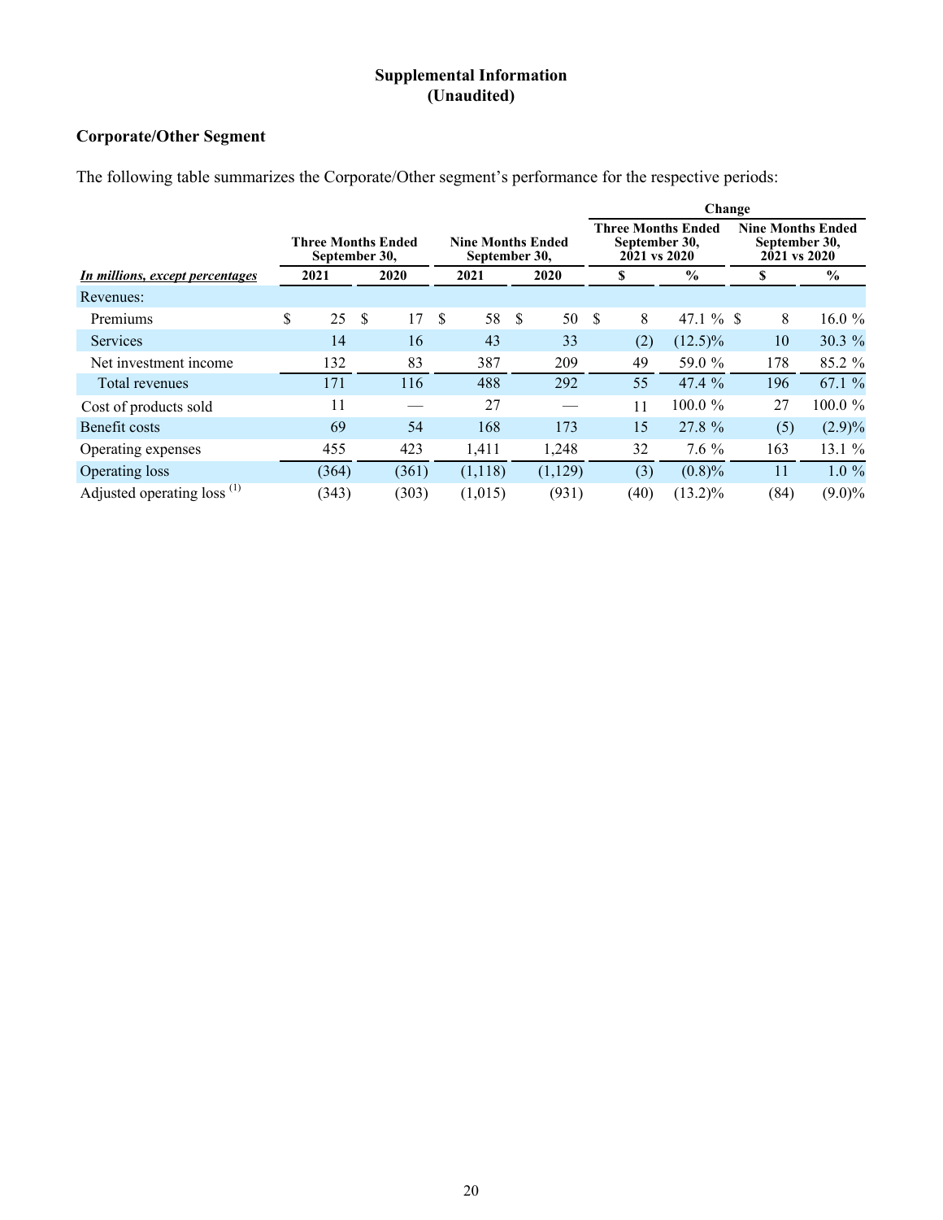**Supplemental Information**
**(Unaudited)**

## Corporate/Other Segment

The following table summarizes the Corporate/Other segment's performance for the respective periods:

| | | | | | Change | | | |
|---|---|---|---|---|---|---|---|---|
| | Three Months Ended September 30, | | Nine Months Ended September 30, | | Three Months Ended September 30, 2021 vs 2020 | | Nine Months Ended September 30, 2021 vs 2020 | |
| ***In millions, except percentages*** | 2021 | 2020 | 2021 | 2020 | $ | % | $ | % |
| Revenues: | | | | | | | | |
| Premiums | $ 25 | $ 17 | $ 58 | $ 50 | $ 8 | 47.1 % | $ 8 | 16.0 % |
| Services | 14 | 16 | 43 | 33 | (2) | (12.5)% | 10 | 30.3 % |
| Net investment income | 132 | 83 | 387 | 209 | 49 | 59.0 % | 178 | 85.2 % |
| Total revenues | 171 | 116 | 488 | 292 | 55 | 47.4 % | 196 | 67.1 % |
| Cost of products sold | 11 | — | 27 | — | 11 | 100.0 % | 27 | 100.0 % |
| Benefit costs | 69 | 54 | 168 | 173 | 15 | 27.8 % | (5) | (2.9)% |
| Operating expenses | 455 | 423 | 1,411 | 1,248 | 32 | 7.6 % | 163 | 13.1 % |
| Operating loss | (364) | (361) | (1,118) | (1,129) | (3) | (0.8)% | 11 | 1.0 % |
| Adjusted operating loss [1] | (343) | (303) | (1,015) | (931) | (40) | (13.2)% | (84) | (9.0)% |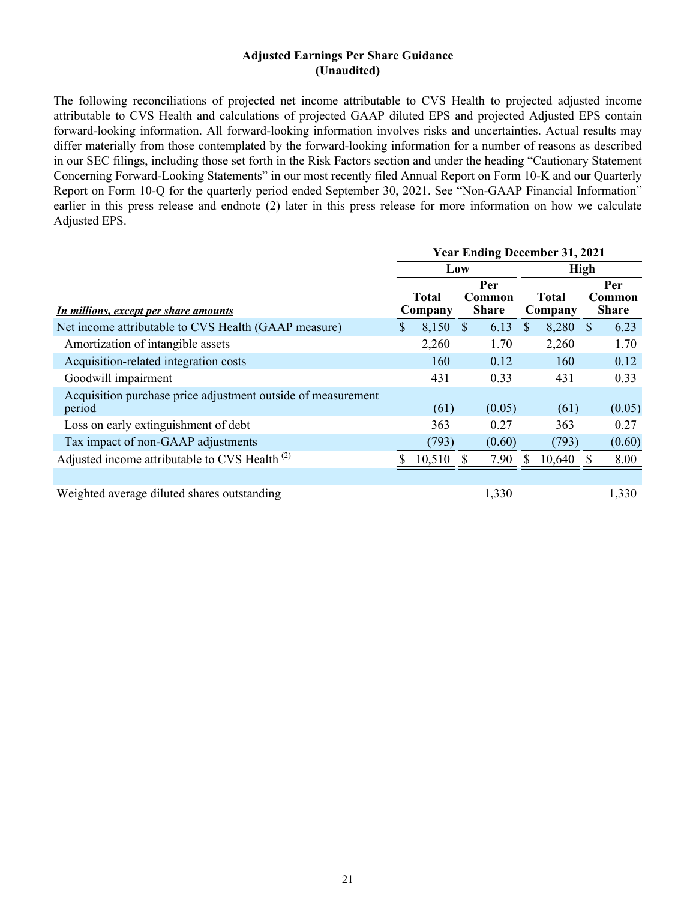**Adjusted Earnings Per Share Guidance**
**(Unaudited)**

The following reconciliations of projected net income attributable to CVS Health to projected adjusted income attributable to CVS Health and calculations of projected GAAP diluted EPS and projected Adjusted EPS contain forward-looking information. All forward-looking information involves risks and uncertainties. Actual results may differ materially from those contemplated by the forward-looking information for a number of reasons as described in our SEC filings, including those set forth in the Risk Factors section and under the heading "Cautionary Statement Concerning Forward-Looking Statements" in our most recently filed Annual Report on Form 10-K and our Quarterly Report on Form 10-Q for the quarterly period ended September 30, 2021. See "Non-GAAP Financial Information" earlier in this press release and endnote (2) later in this press release for more information on how we calculate Adjusted EPS.

| | Year Ending December 31, 2021 | | | |
|---|---|---|---|---|
| | Low | | High | |
| *In millions, except per share amounts* | Total Company | Per Common Share | Total Company | Per Common Share |
| Net income attributable to CVS Health (GAAP measure) | $ 8,150 | $ 6.13 | $ 8,280 | $ 6.23 |
| Amortization of intangible assets | 2,260 | 1.70 | 2,260 | 1.70 |
| Acquisition-related integration costs | 160 | 0.12 | 160 | 0.12 |
| Goodwill impairment | 431 | 0.33 | 431 | 0.33 |
| Acquisition purchase price adjustment outside of measurement period | (61) | (0.05) | (61) | (0.05) |
| Loss on early extinguishment of debt | 363 | 0.27 | 363 | 0.27 |
| Tax impact of non-GAAP adjustments | (793) | (0.60) | (793) | (0.60) |
| Adjusted income attributable to CVS Health (2) | $ 10,510 | $ 7.90 | $ 10,640 | $ 8.00 |
| | | | | |
| Weighted average diluted shares outstanding | | 1,330 | | 1,330 |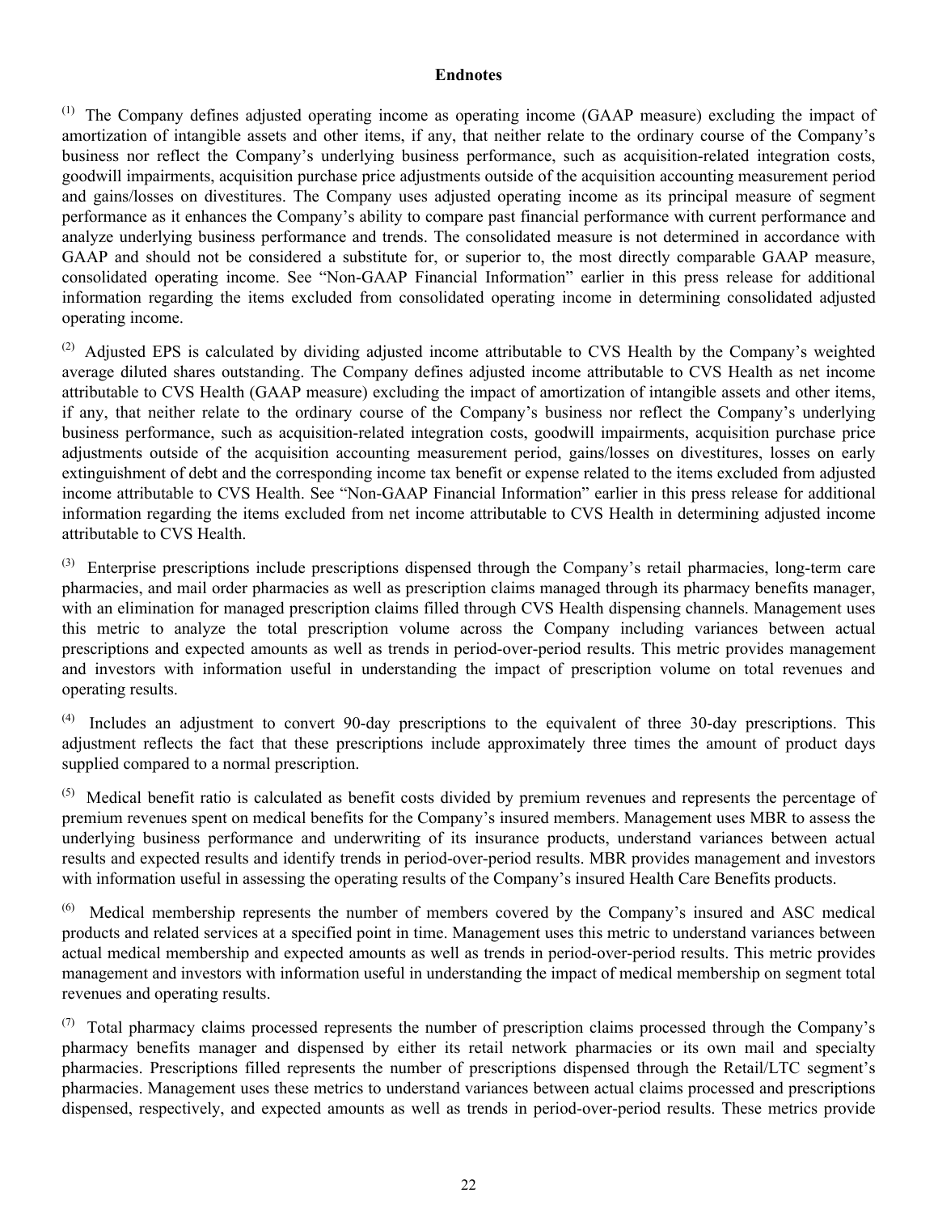## Endnotes

[(1)] The Company defines adjusted operating income as operating income (GAAP measure) excluding the impact of amortization of intangible assets and other items, if any, that neither relate to the ordinary course of the Company's business nor reflect the Company's underlying business performance, such as acquisition-related integration costs, goodwill impairments, acquisition purchase price adjustments outside of the acquisition accounting measurement period and gains/losses on divestitures. The Company uses adjusted operating income as its principal measure of segment performance as it enhances the Company's ability to compare past financial performance with current performance and analyze underlying business performance and trends. The consolidated measure is not determined in accordance with GAAP and should not be considered a substitute for, or superior to, the most directly comparable GAAP measure, consolidated operating income. See "Non-GAAP Financial Information" earlier in this press release for additional information regarding the items excluded from consolidated operating income in determining consolidated adjusted operating income.

[(2)] Adjusted EPS is calculated by dividing adjusted income attributable to CVS Health by the Company's weighted average diluted shares outstanding. The Company defines adjusted income attributable to CVS Health as net income attributable to CVS Health (GAAP measure) excluding the impact of amortization of intangible assets and other items, if any, that neither relate to the ordinary course of the Company's business nor reflect the Company's underlying business performance, such as acquisition-related integration costs, goodwill impairments, acquisition purchase price adjustments outside of the acquisition accounting measurement period, gains/losses on divestitures, losses on early extinguishment of debt and the corresponding income tax benefit or expense related to the items excluded from adjusted income attributable to CVS Health. See "Non-GAAP Financial Information" earlier in this press release for additional information regarding the items excluded from net income attributable to CVS Health in determining adjusted income attributable to CVS Health.

[(3)] Enterprise prescriptions include prescriptions dispensed through the Company's retail pharmacies, long-term care pharmacies, and mail order pharmacies as well as prescription claims managed through its pharmacy benefits manager, with an elimination for managed prescription claims filled through CVS Health dispensing channels. Management uses this metric to analyze the total prescription volume across the Company including variances between actual prescriptions and expected amounts as well as trends in period-over-period results. This metric provides management and investors with information useful in understanding the impact of prescription volume on total revenues and operating results.

[(4)] Includes an adjustment to convert 90-day prescriptions to the equivalent of three 30-day prescriptions. This adjustment reflects the fact that these prescriptions include approximately three times the amount of product days supplied compared to a normal prescription.

[(5)] Medical benefit ratio is calculated as benefit costs divided by premium revenues and represents the percentage of premium revenues spent on medical benefits for the Company's insured members. Management uses MBR to assess the underlying business performance and underwriting of its insurance products, understand variances between actual results and expected results and identify trends in period-over-period results. MBR provides management and investors with information useful in assessing the operating results of the Company's insured Health Care Benefits products.

[(6)] Medical membership represents the number of members covered by the Company's insured and ASC medical products and related services at a specified point in time. Management uses this metric to understand variances between actual medical membership and expected amounts as well as trends in period-over-period results. This metric provides management and investors with information useful in understanding the impact of medical membership on segment total revenues and operating results.

[(7)] Total pharmacy claims processed represents the number of prescription claims processed through the Company's pharmacy benefits manager and dispensed by either its retail network pharmacies or its own mail and specialty pharmacies. Prescriptions filled represents the number of prescriptions dispensed through the Retail/LTC segment's pharmacies. Management uses these metrics to understand variances between actual claims processed and prescriptions dispensed, respectively, and expected amounts as well as trends in period-over-period results. These metrics provide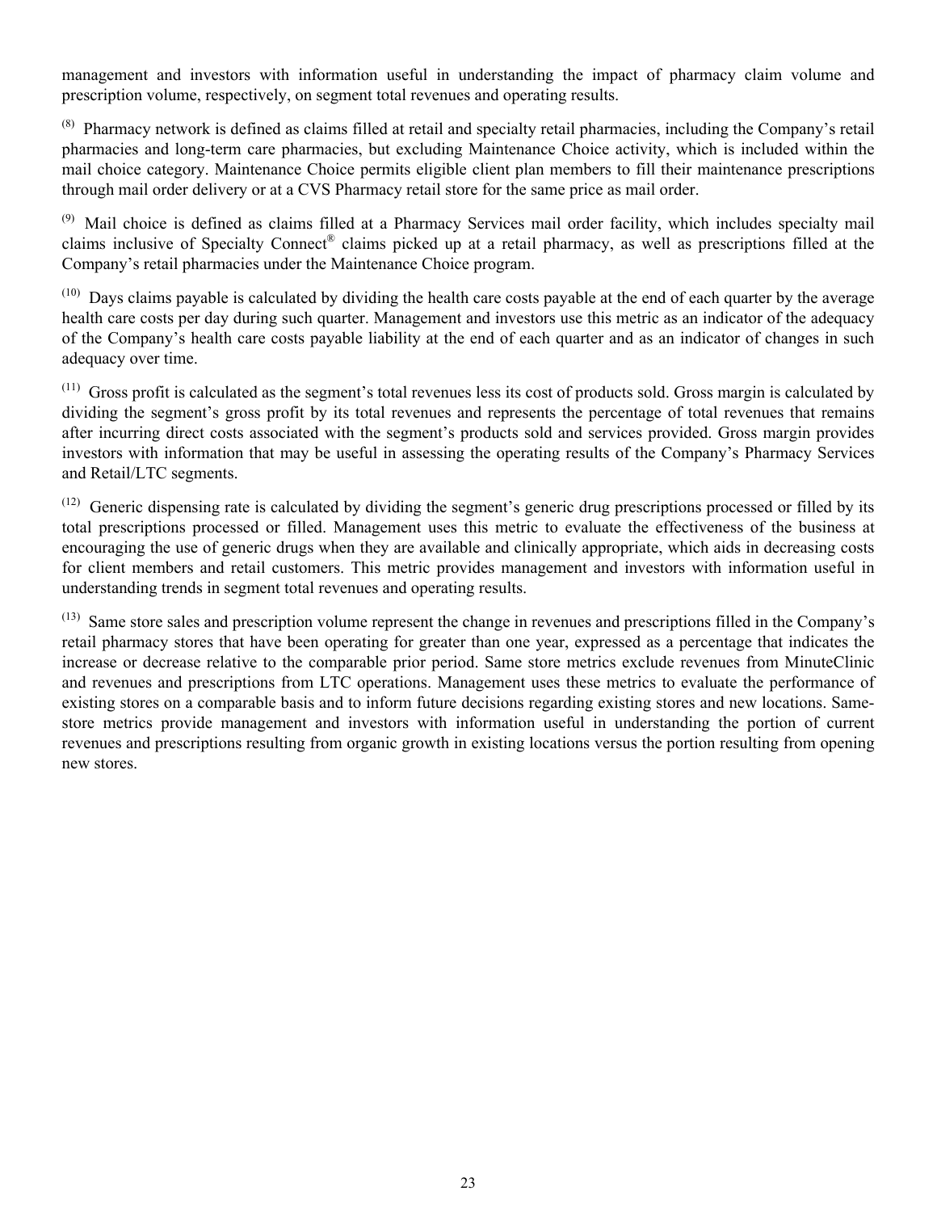management and investors with information useful in understanding the impact of pharmacy claim volume and prescription volume, respectively, on segment total revenues and operating results.

(8) Pharmacy network is defined as claims filled at retail and specialty retail pharmacies, including the Company's retail pharmacies and long-term care pharmacies, but excluding Maintenance Choice activity, which is included within the mail choice category. Maintenance Choice permits eligible client plan members to fill their maintenance prescriptions through mail order delivery or at a CVS Pharmacy retail store for the same price as mail order.

(9) Mail choice is defined as claims filled at a Pharmacy Services mail order facility, which includes specialty mail claims inclusive of Specialty Connect® claims picked up at a retail pharmacy, as well as prescriptions filled at the Company's retail pharmacies under the Maintenance Choice program.

(10) Days claims payable is calculated by dividing the health care costs payable at the end of each quarter by the average health care costs per day during such quarter. Management and investors use this metric as an indicator of the adequacy of the Company's health care costs payable liability at the end of each quarter and as an indicator of changes in such adequacy over time.

(11) Gross profit is calculated as the segment's total revenues less its cost of products sold. Gross margin is calculated by dividing the segment's gross profit by its total revenues and represents the percentage of total revenues that remains after incurring direct costs associated with the segment's products sold and services provided. Gross margin provides investors with information that may be useful in assessing the operating results of the Company's Pharmacy Services and Retail/LTC segments.

(12) Generic dispensing rate is calculated by dividing the segment's generic drug prescriptions processed or filled by its total prescriptions processed or filled. Management uses this metric to evaluate the effectiveness of the business at encouraging the use of generic drugs when they are available and clinically appropriate, which aids in decreasing costs for client members and retail customers. This metric provides management and investors with information useful in understanding trends in segment total revenues and operating results.

(13) Same store sales and prescription volume represent the change in revenues and prescriptions filled in the Company's retail pharmacy stores that have been operating for greater than one year, expressed as a percentage that indicates the increase or decrease relative to the comparable prior period. Same store metrics exclude revenues from MinuteClinic and revenues and prescriptions from LTC operations. Management uses these metrics to evaluate the performance of existing stores on a comparable basis and to inform future decisions regarding existing stores and new locations. Same-store metrics provide management and investors with information useful in understanding the portion of current revenues and prescriptions resulting from organic growth in existing locations versus the portion resulting from opening new stores.